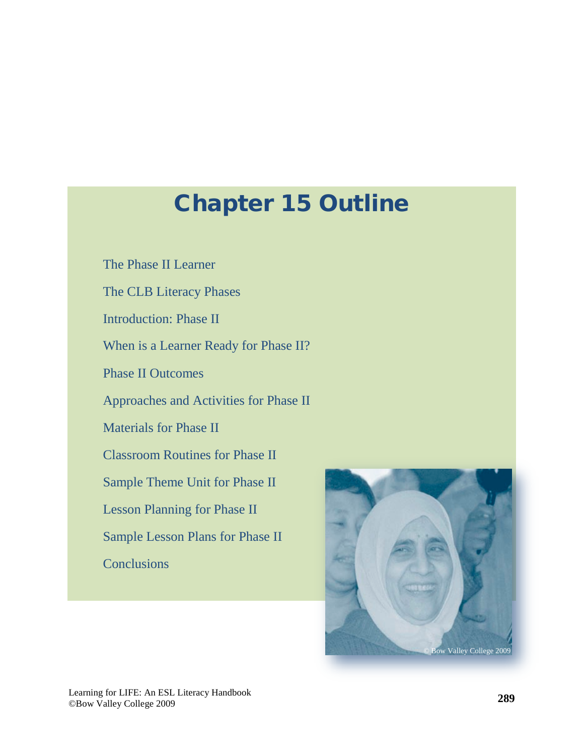# Chapter 15 Outline

The Phase II Learner

The CLB Literacy Phases

Introduction: Phase II

When is a Learner Ready for Phase II?

Phase II Outcomes

Approaches and Activities for Phase II

Materials for Phase II

Classroom Routines for Phase II

Sample Theme Unit for Phase II

Lesson Planning for Phase II

Sample Lesson Plans for Phase II

Conclusions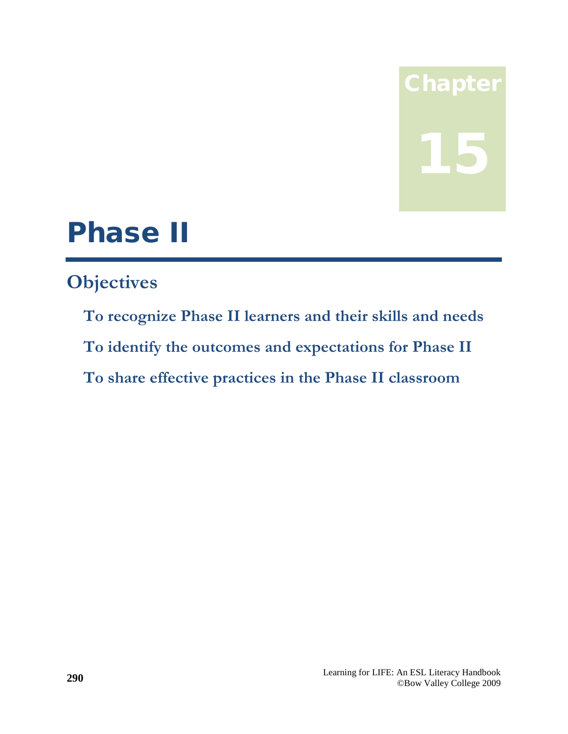# Chapter 15

# Phase II

## Objectives

**To recognize Phase II learners and their skills and needs**

**To identify the outcomes and expectations for Phase II**

**To share effective practices in the Phase II classroom**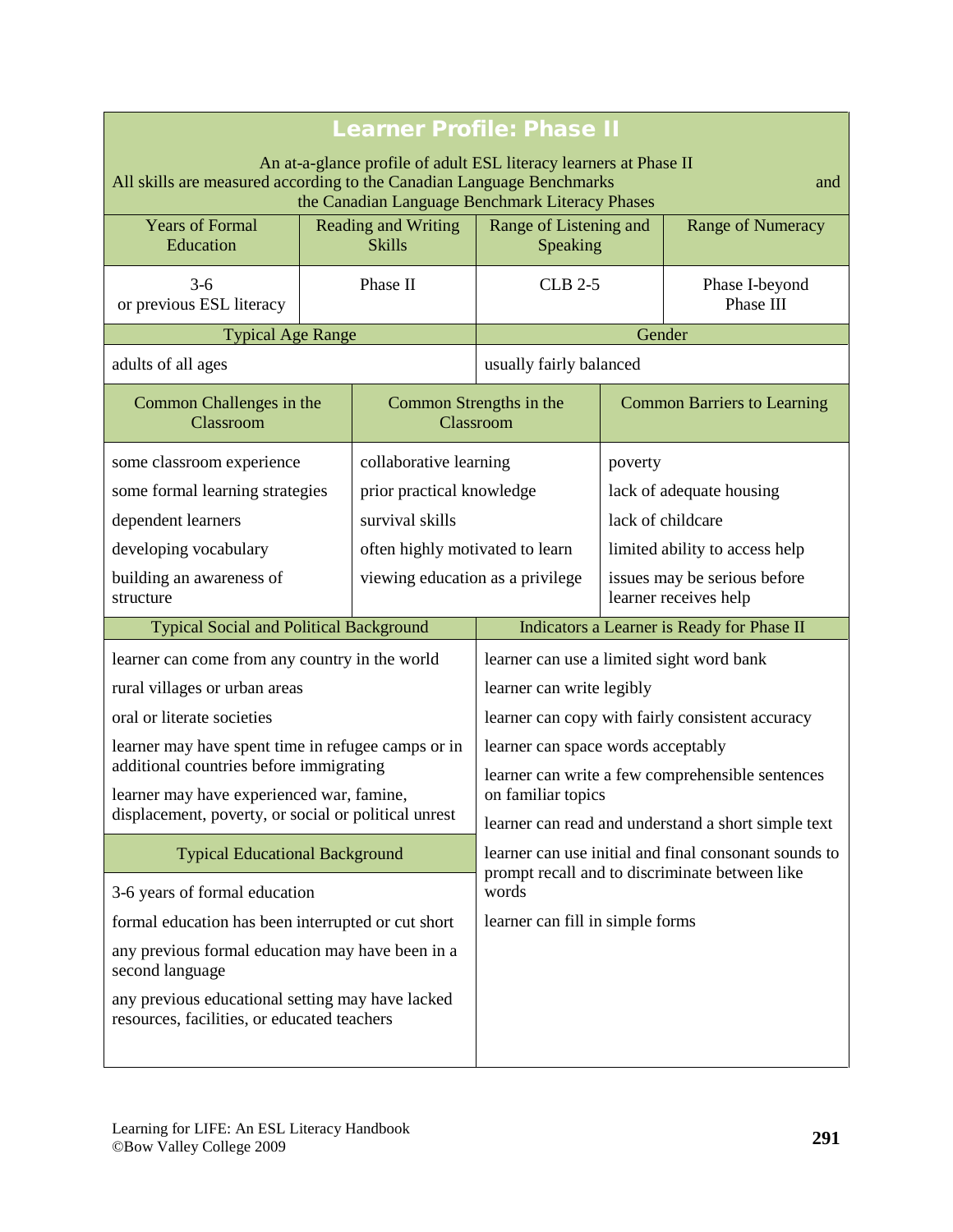# Learner Profile: Phase II

An at-a-glance profile of adult ESL literacy learners at Phase II
All skills are measured according to the Canadian Language Benchmarks and the Canadian Language Benchmark Literacy Phases

| Years of Formal Education | Reading and Writing Skills | Range of Listening and Speaking | Range of Numeracy |
|---|---|---|---|
| 3-6 or previous ESL literacy | Phase II | CLB 2-5 | Phase I-beyond Phase III |

| Typical Age Range | Gender |
|---|---|
| adults of all ages | usually fairly balanced |

| Common Challenges in the Classroom | Common Strengths in the Classroom | Common Barriers to Learning |
|---|---|---|
| some classroom experience | collaborative learning | poverty |
| some formal learning strategies | prior practical knowledge | lack of adequate housing |
| dependent learners | survival skills | lack of childcare |
| developing vocabulary | often highly motivated to learn | limited ability to access help |
| building an awareness of structure | viewing education as a privilege | issues may be serious before learner receives help |

| Typical Social and Political Background | Indicators a Learner is Ready for Phase II |
|---|---|
| learner can come from any country in the world | learner can use a limited sight word bank |
| rural villages or urban areas | learner can write legibly |
| oral or literate societies | learner can copy with fairly consistent accuracy |
| learner may have spent time in refugee camps or in additional countries before immigrating | learner can space words acceptably |
| learner may have experienced war, famine, displacement, poverty, or social or political unrest | learner can write a few comprehensible sentences on familiar topics |
| | learner can read and understand a short simple text |
| **Typical Educational Background** | learner can use initial and final consonant sounds to prompt recall and to discriminate between like words |
| 3-6 years of formal education | learner can fill in simple forms |
| formal education has been interrupted or cut short | |
| any previous formal education may have been in a second language | |
| any previous educational setting may have lacked resources, facilities, or educated teachers | |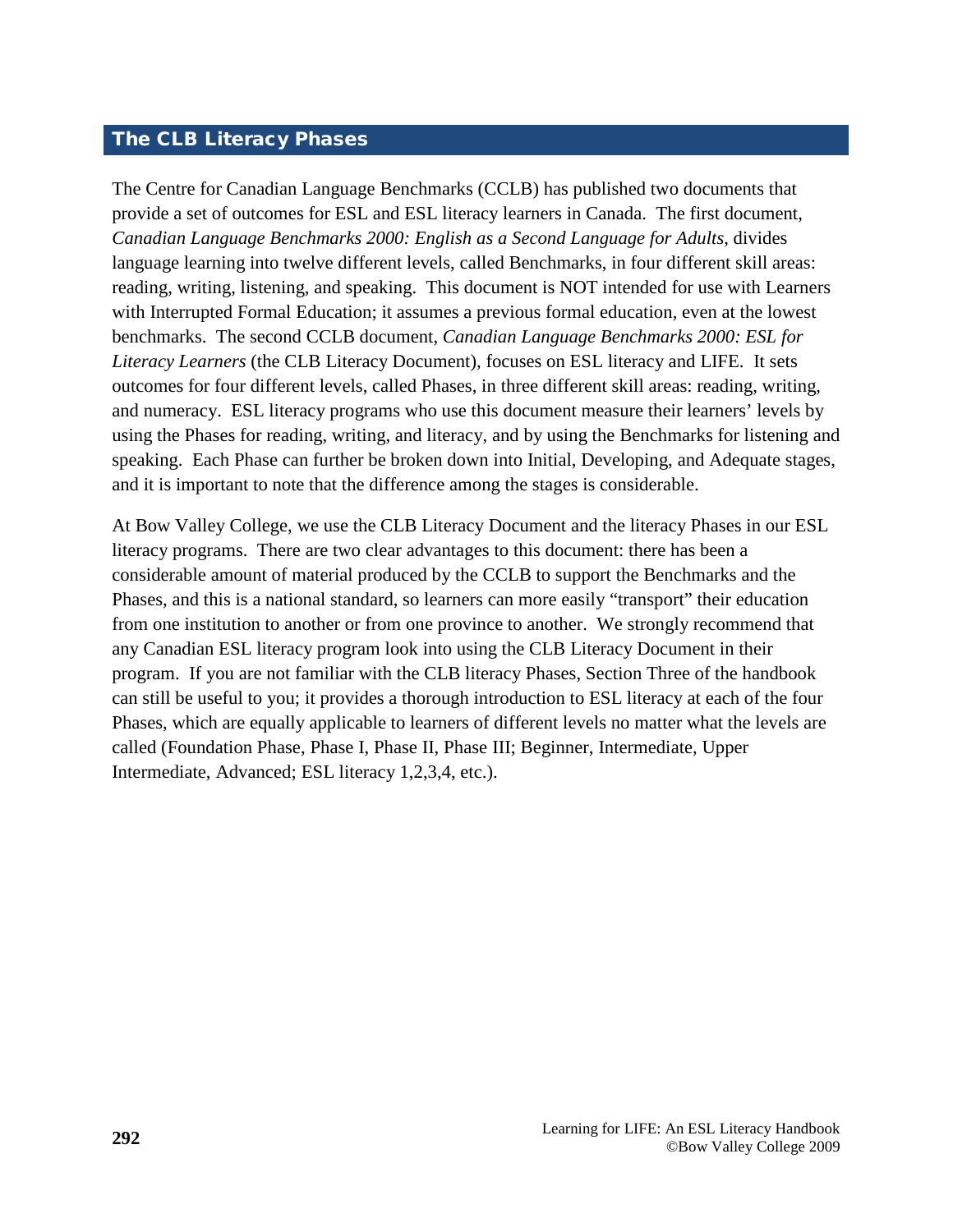## The CLB Literacy Phases

The Centre for Canadian Language Benchmarks (CCLB) has published two documents that provide a set of outcomes for ESL and ESL literacy learners in Canada. The first document, *Canadian Language Benchmarks 2000: English as a Second Language for Adults*, divides language learning into twelve different levels, called Benchmarks, in four different skill areas: reading, writing, listening, and speaking. This document is NOT intended for use with Learners with Interrupted Formal Education; it assumes a previous formal education, even at the lowest benchmarks. The second CCLB document, *Canadian Language Benchmarks 2000: ESL for Literacy Learners* (the CLB Literacy Document), focuses on ESL literacy and LIFE. It sets outcomes for four different levels, called Phases, in three different skill areas: reading, writing, and numeracy. ESL literacy programs who use this document measure their learners' levels by using the Phases for reading, writing, and literacy, and by using the Benchmarks for listening and speaking. Each Phase can further be broken down into Initial, Developing, and Adequate stages, and it is important to note that the difference among the stages is considerable.

At Bow Valley College, we use the CLB Literacy Document and the literacy Phases in our ESL literacy programs. There are two clear advantages to this document: there has been a considerable amount of material produced by the CCLB to support the Benchmarks and the Phases, and this is a national standard, so learners can more easily "transport" their education from one institution to another or from one province to another. We strongly recommend that any Canadian ESL literacy program look into using the CLB Literacy Document in their program. If you are not familiar with the CLB literacy Phases, Section Three of the handbook can still be useful to you; it provides a thorough introduction to ESL literacy at each of the four Phases, which are equally applicable to learners of different levels no matter what the levels are called (Foundation Phase, Phase I, Phase II, Phase III; Beginner, Intermediate, Upper Intermediate, Advanced; ESL literacy 1,2,3,4, etc.).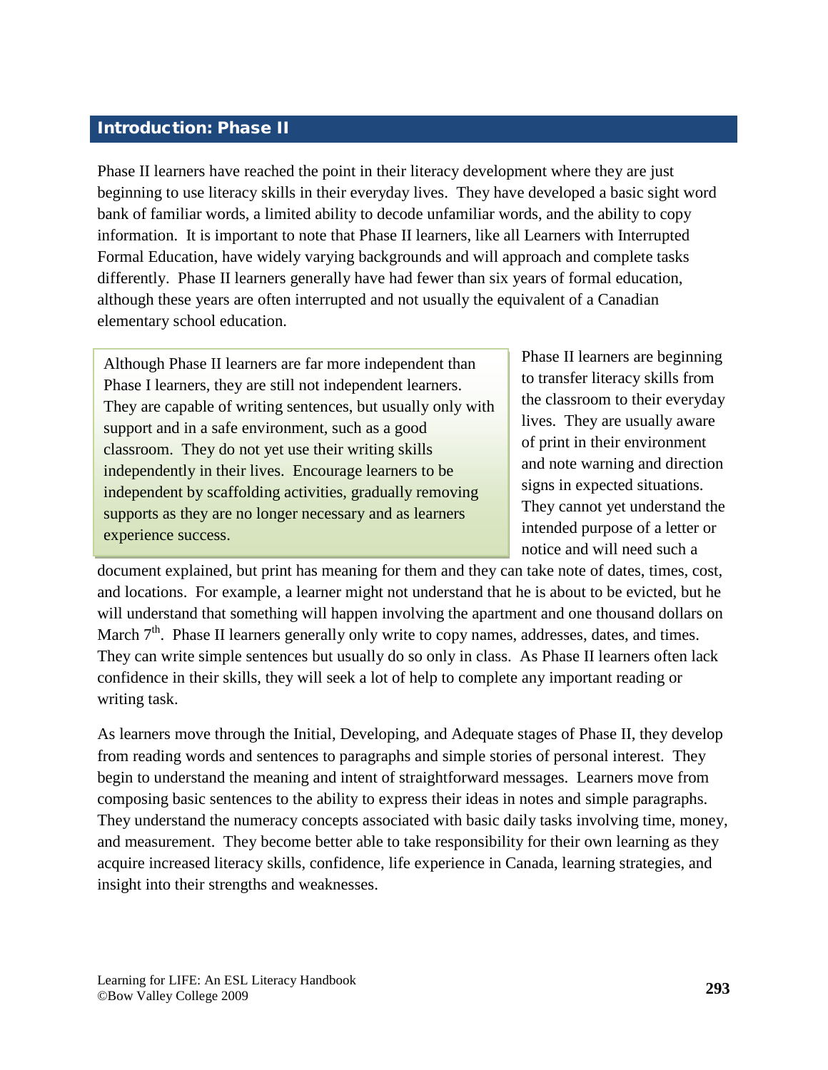## Introduction: Phase II

Phase II learners have reached the point in their literacy development where they are just beginning to use literacy skills in their everyday lives. They have developed a basic sight word bank of familiar words, a limited ability to decode unfamiliar words, and the ability to copy information. It is important to note that Phase II learners, like all Learners with Interrupted Formal Education, have widely varying backgrounds and will approach and complete tasks differently. Phase II learners generally have had fewer than six years of formal education, although these years are often interrupted and not usually the equivalent of a Canadian elementary school education.

> Although Phase II learners are far more independent than Phase I learners, they are still not independent learners. They are capable of writing sentences, but usually only with support and in a safe environment, such as a good classroom. They do not yet use their writing skills independently in their lives. Encourage learners to be independent by scaffolding activities, gradually removing supports as they are no longer necessary and as learners experience success.

Phase II learners are beginning to transfer literacy skills from the classroom to their everyday lives. They are usually aware of print in their environment and note warning and direction signs in expected situations. They cannot yet understand the intended purpose of a letter or notice and will need such a document explained, but print has meaning for them and they can take note of dates, times, cost, and locations. For example, a learner might not understand that he is about to be evicted, but he will understand that something will happen involving the apartment and one thousand dollars on March 7th. Phase II learners generally only write to copy names, addresses, dates, and times. They can write simple sentences but usually do so only in class. As Phase II learners often lack confidence in their skills, they will seek a lot of help to complete any important reading or writing task.

As learners move through the Initial, Developing, and Adequate stages of Phase II, they develop from reading words and sentences to paragraphs and simple stories of personal interest. They begin to understand the meaning and intent of straightforward messages. Learners move from composing basic sentences to the ability to express their ideas in notes and simple paragraphs. They understand the numeracy concepts associated with basic daily tasks involving time, money, and measurement. They become better able to take responsibility for their own learning as they acquire increased literacy skills, confidence, life experience in Canada, learning strategies, and insight into their strengths and weaknesses.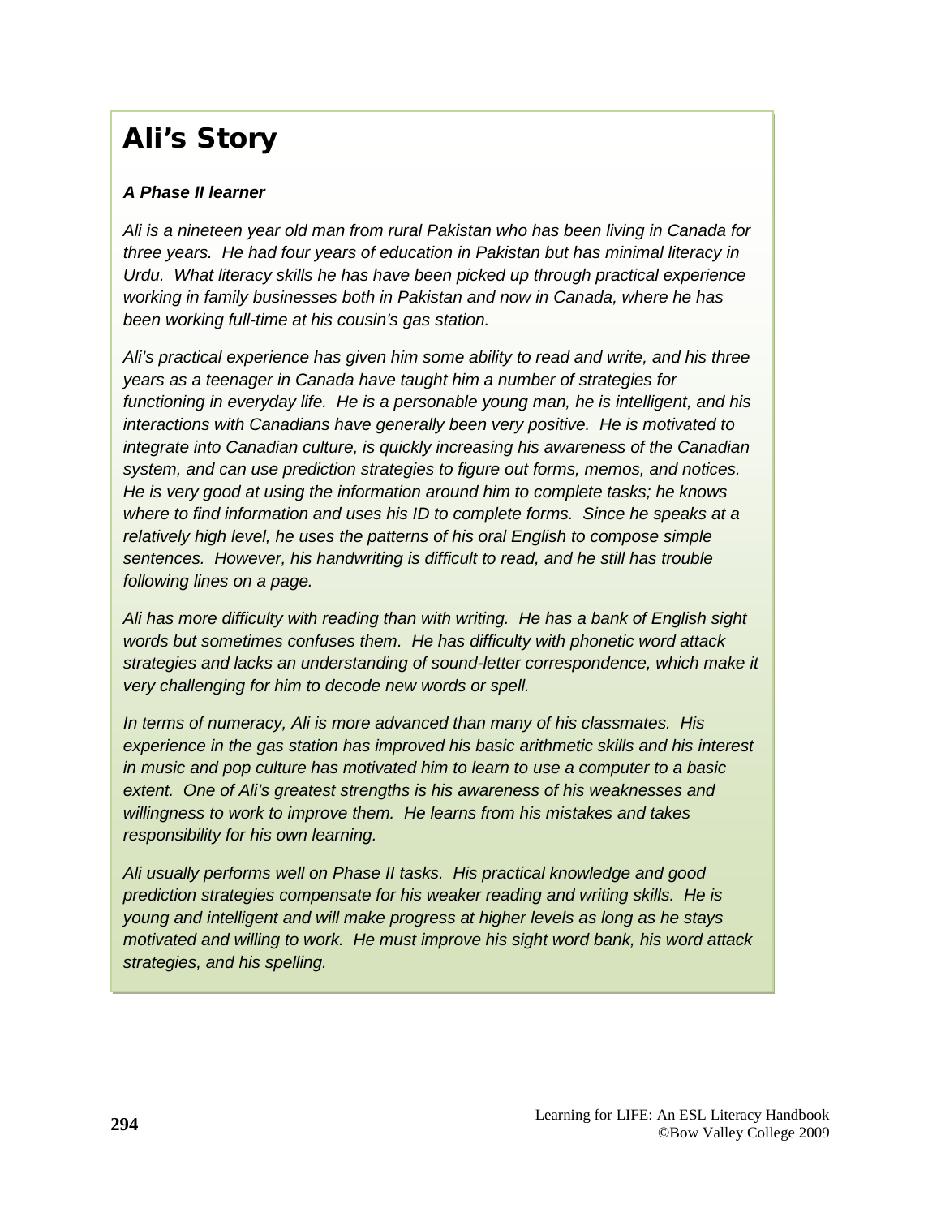# Ali's Story

***A Phase II learner***

*Ali is a nineteen year old man from rural Pakistan who has been living in Canada for three years. He had four years of education in Pakistan but has minimal literacy in Urdu. What literacy skills he has have been picked up through practical experience working in family businesses both in Pakistan and now in Canada, where he has been working full-time at his cousin's gas station.*

*Ali's practical experience has given him some ability to read and write, and his three years as a teenager in Canada have taught him a number of strategies for functioning in everyday life. He is a personable young man, he is intelligent, and his interactions with Canadians have generally been very positive. He is motivated to integrate into Canadian culture, is quickly increasing his awareness of the Canadian system, and can use prediction strategies to figure out forms, memos, and notices. He is very good at using the information around him to complete tasks; he knows where to find information and uses his ID to complete forms. Since he speaks at a relatively high level, he uses the patterns of his oral English to compose simple sentences. However, his handwriting is difficult to read, and he still has trouble following lines on a page.*

*Ali has more difficulty with reading than with writing. He has a bank of English sight words but sometimes confuses them. He has difficulty with phonetic word attack strategies and lacks an understanding of sound-letter correspondence, which make it very challenging for him to decode new words or spell.*

*In terms of numeracy, Ali is more advanced than many of his classmates. His experience in the gas station has improved his basic arithmetic skills and his interest in music and pop culture has motivated him to learn to use a computer to a basic extent. One of Ali's greatest strengths is his awareness of his weaknesses and willingness to work to improve them. He learns from his mistakes and takes responsibility for his own learning.*

*Ali usually performs well on Phase II tasks. His practical knowledge and good prediction strategies compensate for his weaker reading and writing skills. He is young and intelligent and will make progress at higher levels as long as he stays motivated and willing to work. He must improve his sight word bank, his word attack strategies, and his spelling.*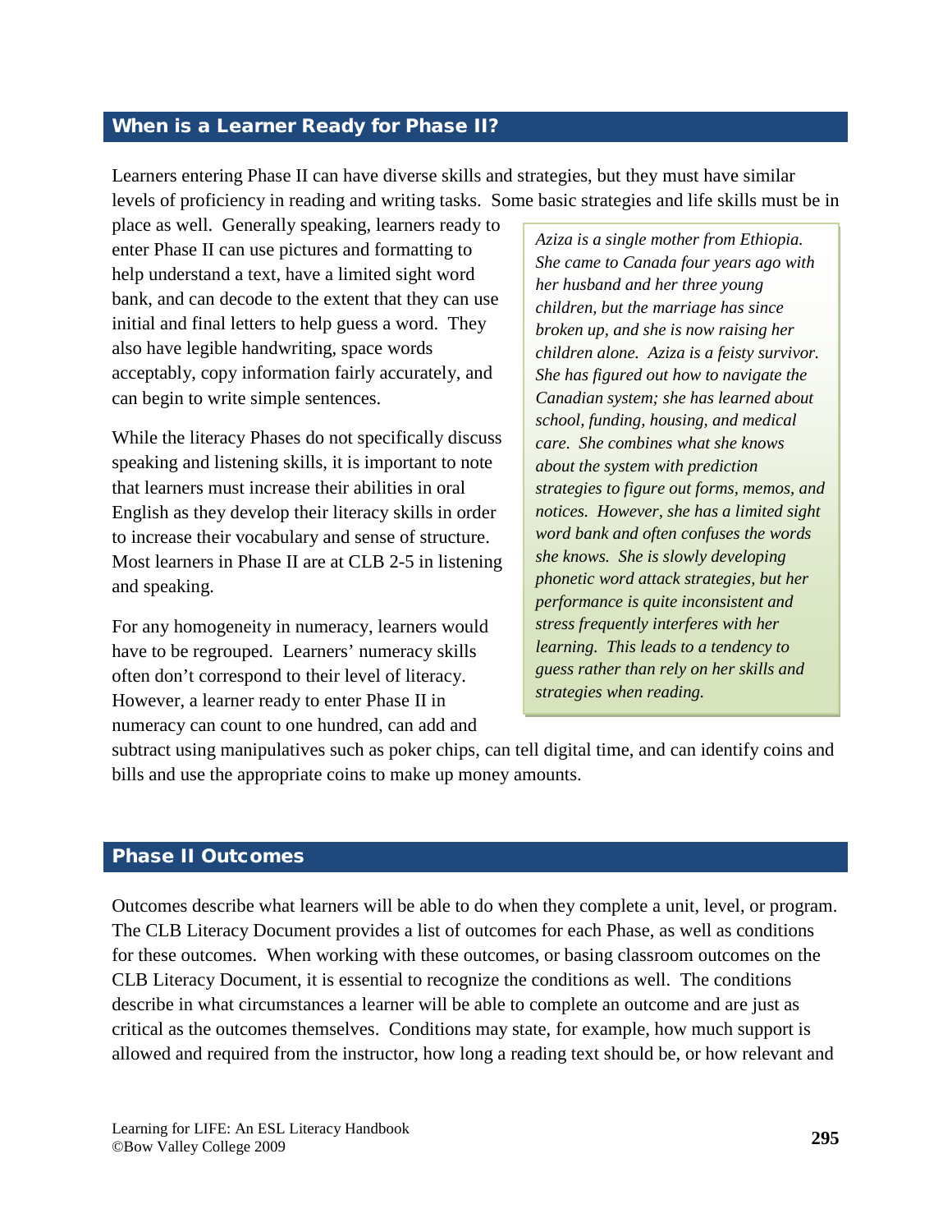## When is a Learner Ready for Phase II?

Learners entering Phase II can have diverse skills and strategies, but they must have similar levels of proficiency in reading and writing tasks. Some basic strategies and life skills must be in place as well. Generally speaking, learners ready to enter Phase II can use pictures and formatting to help understand a text, have a limited sight word bank, and can decode to the extent that they can use initial and final letters to help guess a word. They also have legible handwriting, space words acceptably, copy information fairly accurately, and can begin to write simple sentences.

While the literacy Phases do not specifically discuss speaking and listening skills, it is important to note that learners must increase their abilities in oral English as they develop their literacy skills in order to increase their vocabulary and sense of structure. Most learners in Phase II are at CLB 2-5 in listening and speaking.

For any homogeneity in numeracy, learners would have to be regrouped. Learners' numeracy skills often don't correspond to their level of literacy. However, a learner ready to enter Phase II in numeracy can count to one hundred, can add and subtract using manipulatives such as poker chips, can tell digital time, and can identify coins and bills and use the appropriate coins to make up money amounts.

> *Aziza is a single mother from Ethiopia. She came to Canada four years ago with her husband and her three young children, but the marriage has since broken up, and she is now raising her children alone. Aziza is a feisty survivor. She has figured out how to navigate the Canadian system; she has learned about school, funding, housing, and medical care. She combines what she knows about the system with prediction strategies to figure out forms, memos, and notices. However, she has a limited sight word bank and often confuses the words she knows. She is slowly developing phonetic word attack strategies, but her performance is quite inconsistent and stress frequently interferes with her learning. This leads to a tendency to guess rather than rely on her skills and strategies when reading.*

## Phase II Outcomes

Outcomes describe what learners will be able to do when they complete a unit, level, or program. The CLB Literacy Document provides a list of outcomes for each Phase, as well as conditions for these outcomes. When working with these outcomes, or basing classroom outcomes on the CLB Literacy Document, it is essential to recognize the conditions as well. The conditions describe in what circumstances a learner will be able to complete an outcome and are just as critical as the outcomes themselves. Conditions may state, for example, how much support is allowed and required from the instructor, how long a reading text should be, or how relevant and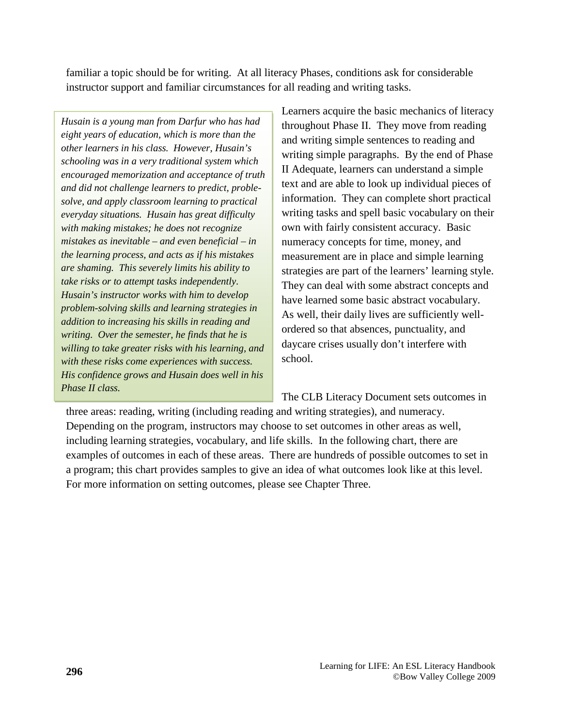familiar a topic should be for writing. At all literacy Phases, conditions ask for considerable instructor support and familiar circumstances for all reading and writing tasks.

*Husain is a young man from Darfur who has had eight years of education, which is more than the other learners in his class. However, Husain's schooling was in a very traditional system which encouraged memorization and acceptance of truth and did not challenge learners to predict, problem-solve, and apply classroom learning to practical everyday situations. Husain has great difficulty with making mistakes; he does not recognize mistakes as inevitable – and even beneficial – in the learning process, and acts as if his mistakes are shaming. This severely limits his ability to take risks or to attempt tasks independently. Husain's instructor works with him to develop problem-solving skills and learning strategies in addition to increasing his skills in reading and writing. Over the semester, he finds that he is willing to take greater risks with his learning, and with these risks come experiences with success. His confidence grows and Husain does well in his Phase II class.*

Learners acquire the basic mechanics of literacy throughout Phase II. They move from reading and writing simple sentences to reading and writing simple paragraphs. By the end of Phase II Adequate, learners can understand a simple text and are able to look up individual pieces of information. They can complete short practical writing tasks and spell basic vocabulary on their own with fairly consistent accuracy. Basic numeracy concepts for time, money, and measurement are in place and simple learning strategies are part of the learners' learning style. They can deal with some abstract concepts and have learned some basic abstract vocabulary. As well, their daily lives are sufficiently well-ordered so that absences, punctuality, and daycare crises usually don't interfere with school.

The CLB Literacy Document sets outcomes in three areas: reading, writing (including reading and writing strategies), and numeracy. Depending on the program, instructors may choose to set outcomes in other areas as well, including learning strategies, vocabulary, and life skills. In the following chart, there are examples of outcomes in each of these areas. There are hundreds of possible outcomes to set in a program; this chart provides samples to give an idea of what outcomes look like at this level. For more information on setting outcomes, please see Chapter Three.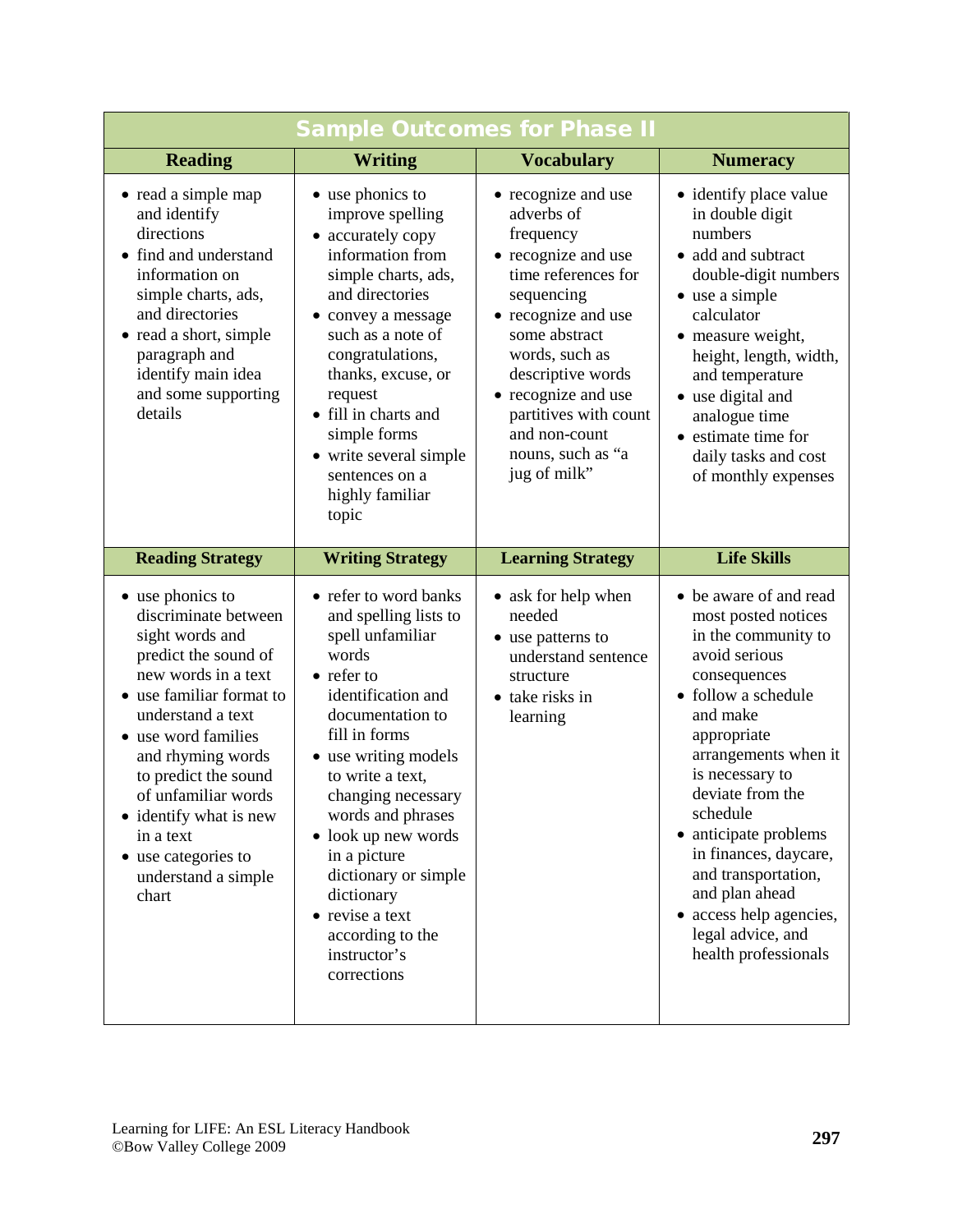## Sample Outcomes for Phase II

| Reading | Writing | Vocabulary | Numeracy |
|---|---|---|---|
| • read a simple map and identify directions<br>• find and understand information on simple charts, ads, and directories<br>• read a short, simple paragraph and identify main idea and some supporting details | • use phonics to improve spelling<br>• accurately copy information from simple charts, ads, and directories<br>• convey a message such as a note of congratulations, thanks, excuse, or request<br>• fill in charts and simple forms<br>• write several simple sentences on a highly familiar topic | • recognize and use adverbs of frequency<br>• recognize and use time references for sequencing<br>• recognize and use some abstract words, such as descriptive words<br>• recognize and use partitives with count and non-count nouns, such as "a jug of milk" | • identify place value in double digit numbers<br>• add and subtract double-digit numbers<br>• use a simple calculator<br>• measure weight, height, length, width, and temperature<br>• use digital and analogue time<br>• estimate time for daily tasks and cost of monthly expenses |
| **Reading Strategy** | **Writing Strategy** | **Learning Strategy** | **Life Skills** |
| • use phonics to discriminate between sight words and predict the sound of new words in a text<br>• use familiar format to understand a text<br>• use word families and rhyming words to predict the sound of unfamiliar words<br>• identify what is new in a text<br>• use categories to understand a simple chart | • refer to word banks and spelling lists to spell unfamiliar words<br>• refer to identification and documentation to fill in forms<br>• use writing models to write a text, changing necessary words and phrases<br>• look up new words in a picture dictionary or simple dictionary<br>• revise a text according to the instructor's corrections | • ask for help when needed<br>• use patterns to understand sentence structure<br>• take risks in learning | • be aware of and read most posted notices in the community to avoid serious consequences<br>• follow a schedule and make appropriate arrangements when it is necessary to deviate from the schedule<br>• anticipate problems in finances, daycare, and transportation, and plan ahead<br>• access help agencies, legal advice, and health professionals |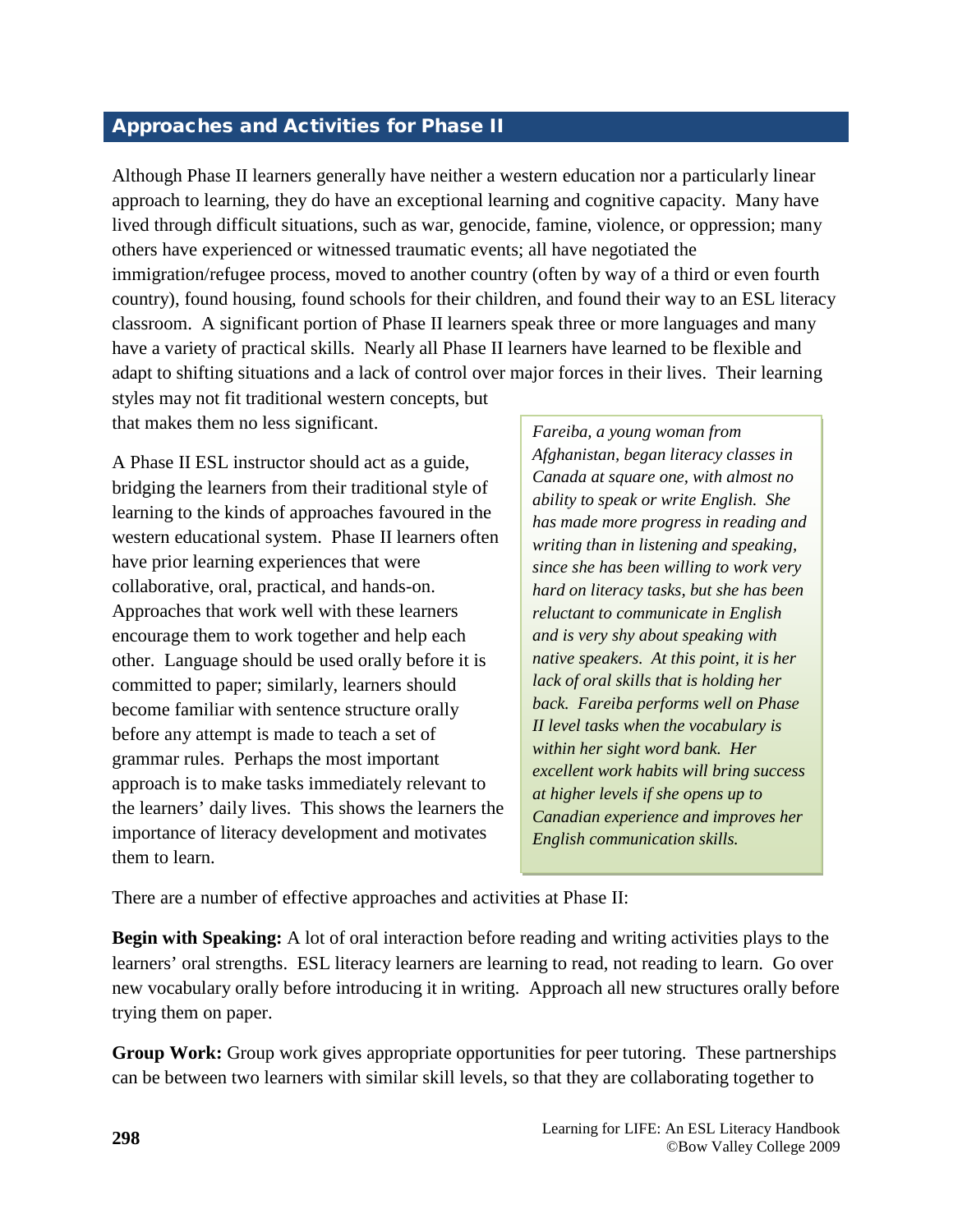## Approaches and Activities for Phase II

Although Phase II learners generally have neither a western education nor a particularly linear approach to learning, they do have an exceptional learning and cognitive capacity. Many have lived through difficult situations, such as war, genocide, famine, violence, or oppression; many others have experienced or witnessed traumatic events; all have negotiated the immigration/refugee process, moved to another country (often by way of a third or even fourth country), found housing, found schools for their children, and found their way to an ESL literacy classroom. A significant portion of Phase II learners speak three or more languages and many have a variety of practical skills. Nearly all Phase II learners have learned to be flexible and adapt to shifting situations and a lack of control over major forces in their lives. Their learning styles may not fit traditional western concepts, but that makes them no less significant.

A Phase II ESL instructor should act as a guide, bridging the learners from their traditional style of learning to the kinds of approaches favoured in the western educational system. Phase II learners often have prior learning experiences that were collaborative, oral, practical, and hands-on. Approaches that work well with these learners encourage them to work together and help each other. Language should be used orally before it is committed to paper; similarly, learners should become familiar with sentence structure orally before any attempt is made to teach a set of grammar rules. Perhaps the most important approach is to make tasks immediately relevant to the learners' daily lives. This shows the learners the importance of literacy development and motivates them to learn.

> *Fareiba, a young woman from Afghanistan, began literacy classes in Canada at square one, with almost no ability to speak or write English. She has made more progress in reading and writing than in listening and speaking, since she has been willing to work very hard on literacy tasks, but she has been reluctant to communicate in English and is very shy about speaking with native speakers. At this point, it is her lack of oral skills that is holding her back. Fareiba performs well on Phase II level tasks when the vocabulary is within her sight word bank. Her excellent work habits will bring success at higher levels if she opens up to Canadian experience and improves her English communication skills.*

There are a number of effective approaches and activities at Phase II:

**Begin with Speaking:** A lot of oral interaction before reading and writing activities plays to the learners' oral strengths. ESL literacy learners are learning to read, not reading to learn. Go over new vocabulary orally before introducing it in writing. Approach all new structures orally before trying them on paper.

**Group Work:** Group work gives appropriate opportunities for peer tutoring. These partnerships can be between two learners with similar skill levels, so that they are collaborating together to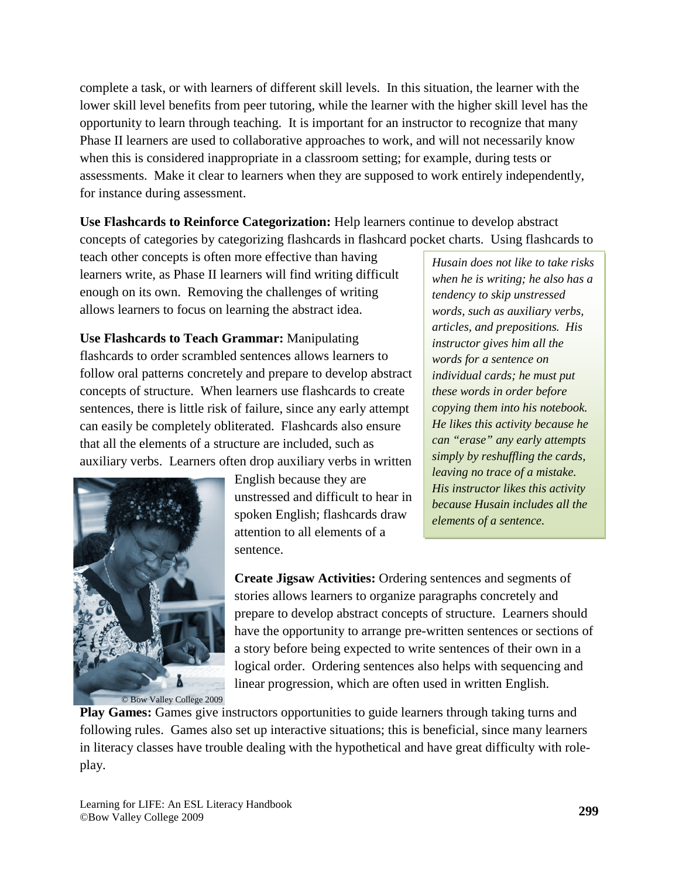complete a task, or with learners of different skill levels. In this situation, the learner with the lower skill level benefits from peer tutoring, while the learner with the higher skill level has the opportunity to learn through teaching. It is important for an instructor to recognize that many Phase II learners are used to collaborative approaches to work, and will not necessarily know when this is considered inappropriate in a classroom setting; for example, during tests or assessments. Make it clear to learners when they are supposed to work entirely independently, for instance during assessment.

**Use Flashcards to Reinforce Categorization:** Help learners continue to develop abstract concepts of categories by categorizing flashcards in flashcard pocket charts. Using flashcards to teach other concepts is often more effective than having learners write, as Phase II learners will find writing difficult enough on its own. Removing the challenges of writing allows learners to focus on learning the abstract idea.

*Husain does not like to take risks when he is writing; he also has a tendency to skip unstressed words, such as auxiliary verbs, articles, and prepositions. His instructor gives him all the words for a sentence on individual cards; he must put these words in order before copying them into his notebook. He likes this activity because he can "erase" any early attempts simply by reshuffling the cards, leaving no trace of a mistake. His instructor likes this activity because Husain includes all the elements of a sentence.*

**Use Flashcards to Teach Grammar:** Manipulating flashcards to order scrambled sentences allows learners to follow oral patterns concretely and prepare to develop abstract concepts of structure. When learners use flashcards to create sentences, there is little risk of failure, since any early attempt can easily be completely obliterated. Flashcards also ensure that all the elements of a structure are included, such as auxiliary verbs. Learners often drop auxiliary verbs in written English because they are unstressed and difficult to hear in spoken English; flashcards draw attention to all elements of a sentence.

© Bow Valley College 2009

**Create Jigsaw Activities:** Ordering sentences and segments of stories allows learners to organize paragraphs concretely and prepare to develop abstract concepts of structure. Learners should have the opportunity to arrange pre-written sentences or sections of a story before being expected to write sentences of their own in a logical order. Ordering sentences also helps with sequencing and linear progression, which are often used in written English.

**Play Games:** Games give instructors opportunities to guide learners through taking turns and following rules. Games also set up interactive situations; this is beneficial, since many learners in literacy classes have trouble dealing with the hypothetical and have great difficulty with role-play.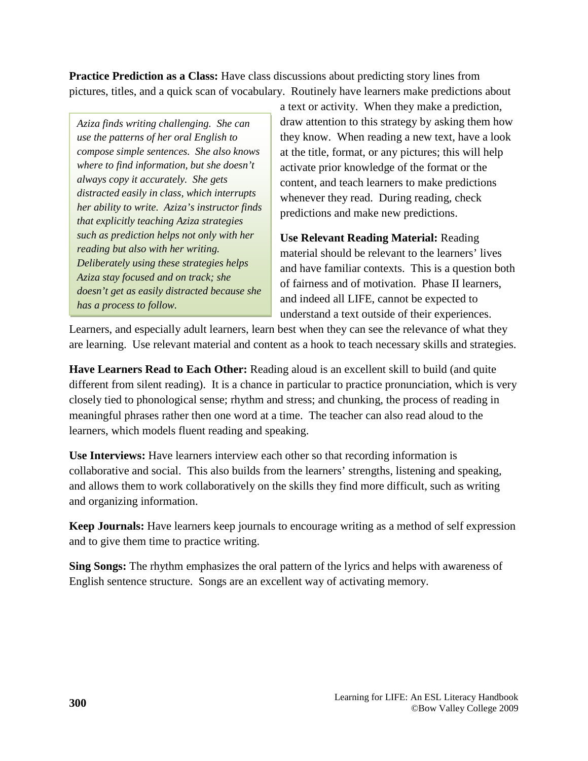**Practice Prediction as a Class:** Have class discussions about predicting story lines from pictures, titles, and a quick scan of vocabulary. Routinely have learners make predictions about a text or activity. When they make a prediction, draw attention to this strategy by asking them how they know. When reading a new text, have a look at the title, format, or any pictures; this will help activate prior knowledge of the format or the content, and teach learners to make predictions whenever they read. During reading, check predictions and make new predictions.

> *Aziza finds writing challenging. She can use the patterns of her oral English to compose simple sentences. She also knows where to find information, but she doesn't always copy it accurately. She gets distracted easily in class, which interrupts her ability to write. Aziza's instructor finds that explicitly teaching Aziza strategies such as prediction helps not only with her reading but also with her writing. Deliberately using these strategies helps Aziza stay focused and on track; she doesn't get as easily distracted because she has a process to follow.*

**Use Relevant Reading Material:** Reading material should be relevant to the learners' lives and have familiar contexts. This is a question both of fairness and of motivation. Phase II learners, and indeed all LIFE, cannot be expected to understand a text outside of their experiences. Learners, and especially adult learners, learn best when they can see the relevance of what they are learning. Use relevant material and content as a hook to teach necessary skills and strategies.

**Have Learners Read to Each Other:** Reading aloud is an excellent skill to build (and quite different from silent reading). It is a chance in particular to practice pronunciation, which is very closely tied to phonological sense; rhythm and stress; and chunking, the process of reading in meaningful phrases rather then one word at a time. The teacher can also read aloud to the learners, which models fluent reading and speaking.

**Use Interviews:** Have learners interview each other so that recording information is collaborative and social. This also builds from the learners' strengths, listening and speaking, and allows them to work collaboratively on the skills they find more difficult, such as writing and organizing information.

**Keep Journals:** Have learners keep journals to encourage writing as a method of self expression and to give them time to practice writing.

**Sing Songs:** The rhythm emphasizes the oral pattern of the lyrics and helps with awareness of English sentence structure. Songs are an excellent way of activating memory.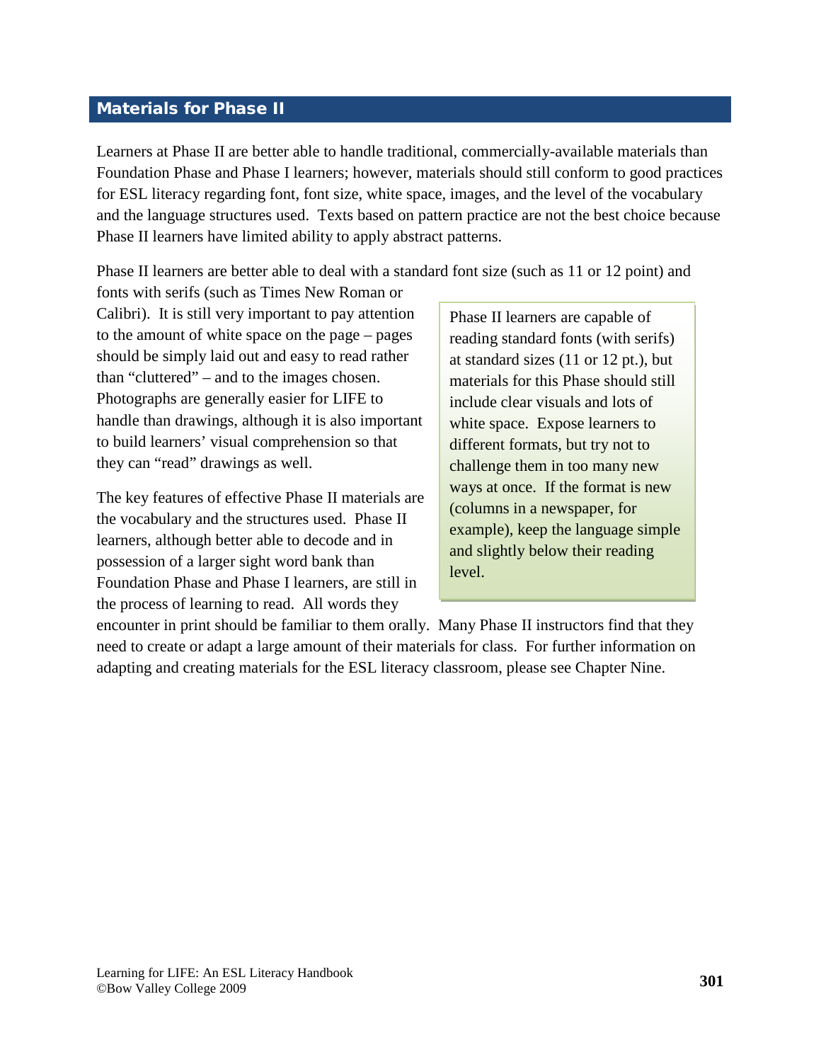## Materials for Phase II

Learners at Phase II are better able to handle traditional, commercially-available materials than Foundation Phase and Phase I learners; however, materials should still conform to good practices for ESL literacy regarding font, font size, white space, images, and the level of the vocabulary and the language structures used. Texts based on pattern practice are not the best choice because Phase II learners have limited ability to apply abstract patterns.

Phase II learners are better able to deal with a standard font size (such as 11 or 12 point) and fonts with serifs (such as Times New Roman or Calibri). It is still very important to pay attention to the amount of white space on the page – pages should be simply laid out and easy to read rather than "cluttered" – and to the images chosen. Photographs are generally easier for LIFE to handle than drawings, although it is also important to build learners' visual comprehension so that they can "read" drawings as well.

> Phase II learners are capable of reading standard fonts (with serifs) at standard sizes (11 or 12 pt.), but materials for this Phase should still include clear visuals and lots of white space. Expose learners to different formats, but try not to challenge them in too many new ways at once. If the format is new (columns in a newspaper, for example), keep the language simple and slightly below their reading level.

The key features of effective Phase II materials are the vocabulary and the structures used. Phase II learners, although better able to decode and in possession of a larger sight word bank than Foundation Phase and Phase I learners, are still in the process of learning to read. All words they encounter in print should be familiar to them orally. Many Phase II instructors find that they need to create or adapt a large amount of their materials for class. For further information on adapting and creating materials for the ESL literacy classroom, please see Chapter Nine.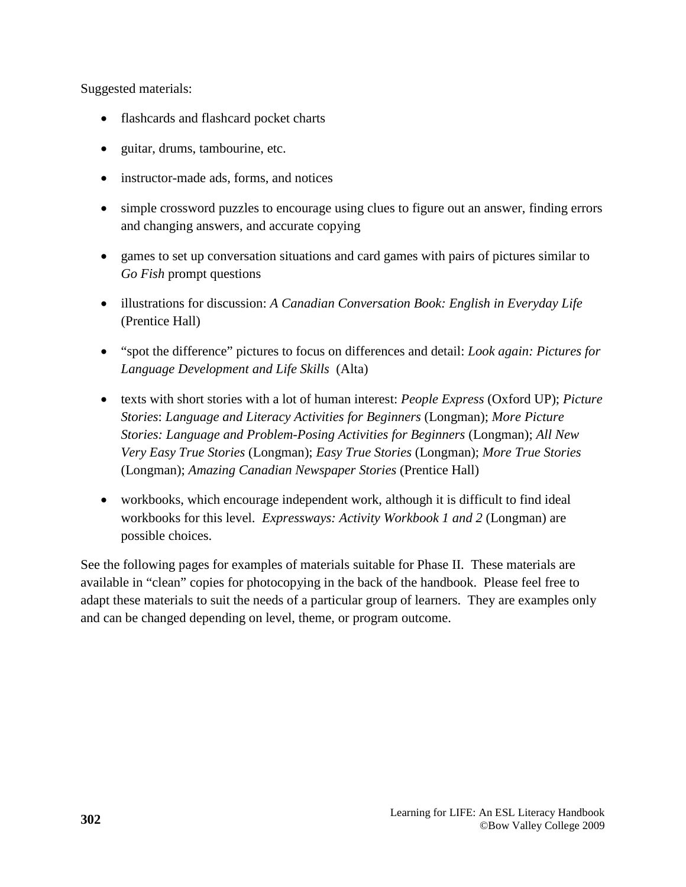Suggested materials:

- flashcards and flashcard pocket charts
- guitar, drums, tambourine, etc.
- instructor-made ads, forms, and notices
- simple crossword puzzles to encourage using clues to figure out an answer, finding errors and changing answers, and accurate copying
- games to set up conversation situations and card games with pairs of pictures similar to *Go Fish* prompt questions
- illustrations for discussion: *A Canadian Conversation Book: English in Everyday Life* (Prentice Hall)
- "spot the difference" pictures to focus on differences and detail: *Look again: Pictures for Language Development and Life Skills* (Alta)
- texts with short stories with a lot of human interest: *People Express* (Oxford UP); *Picture Stories*: *Language and Literacy Activities for Beginners* (Longman); *More Picture Stories: Language and Problem-Posing Activities for Beginners* (Longman); *All New Very Easy True Stories* (Longman); *Easy True Stories* (Longman); *More True Stories* (Longman); *Amazing Canadian Newspaper Stories* (Prentice Hall)
- workbooks, which encourage independent work, although it is difficult to find ideal workbooks for this level. *Expressways: Activity Workbook 1 and 2* (Longman) are possible choices.

See the following pages for examples of materials suitable for Phase II. These materials are available in "clean" copies for photocopying in the back of the handbook. Please feel free to adapt these materials to suit the needs of a particular group of learners. They are examples only and can be changed depending on level, theme, or program outcome.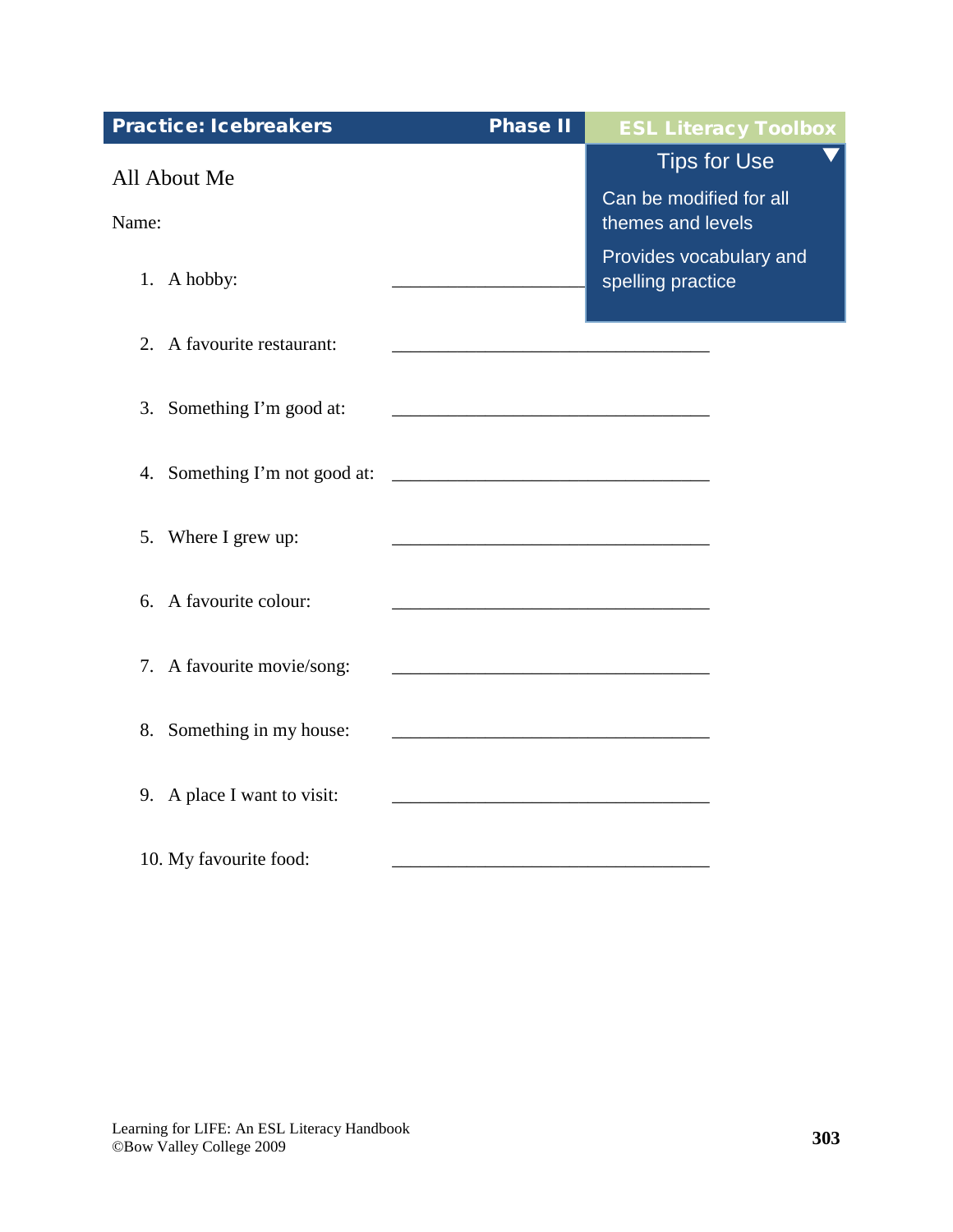**Practice: Icebreakers** | **Phase II** | **ESL Literacy Toolbox**

> **Tips for Use**
>
> Can be modified for all themes and levels
>
> Provides vocabulary and spelling practice

## All About Me

Name:

1. A hobby: ______________________________
2. A favourite restaurant: ______________________________
3. Something I'm good at: ______________________________
4. Something I'm not good at: ______________________________
5. Where I grew up: ______________________________
6. A favourite colour: ______________________________
7. A favourite movie/song: ______________________________
8. Something in my house: ______________________________
9. A place I want to visit: ______________________________
10. My favourite food: ______________________________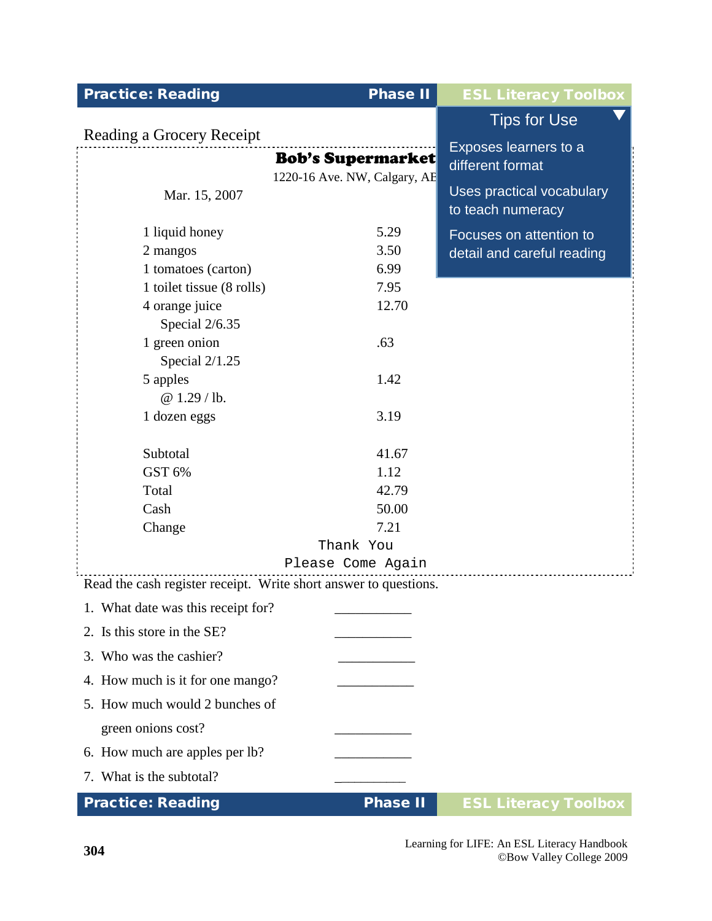## Reading a Grocery Receipt

**Tips for Use**

- Exposes learners to a different format
- Uses practical vocabulary to teach numeracy
- Focuses on attention to detail and careful reading

**Bob's Supermarket**

1220-16 Ave. NW, Calgary, AB

Mar. 15, 2007

| | |
|---|---|
| 1 liquid honey | 5.29 |
| 2 mangos | 3.50 |
| 1 tomatoes (carton) | 6.99 |
| 1 toilet tissue (8 rolls) | 7.95 |
| 4 orange juice | 12.70 |
| Special 2/6.35 | |
| 1 green onion | .63 |
| Special 2/1.25 | |
| 5 apples | 1.42 |
| @ 1.29 / lb. | |
| 1 dozen eggs | 3.19 |
| | |
| Subtotal | 41.67 |
| GST 6% | 1.12 |
| Total | 42.79 |
| Cash | 50.00 |
| Change | 7.21 |

Thank You

Please Come Again

Read the cash register receipt. Write short answer to questions.

1. What date was this receipt for? ___________
2. Is this store in the SE? ___________
3. Who was the cashier? ___________
4. How much is it for one mango? ___________
5. How much would 2 bunches of green onions cost? ___________
6. How much are apples per lb? ___________
7. What is the subtotal? ___________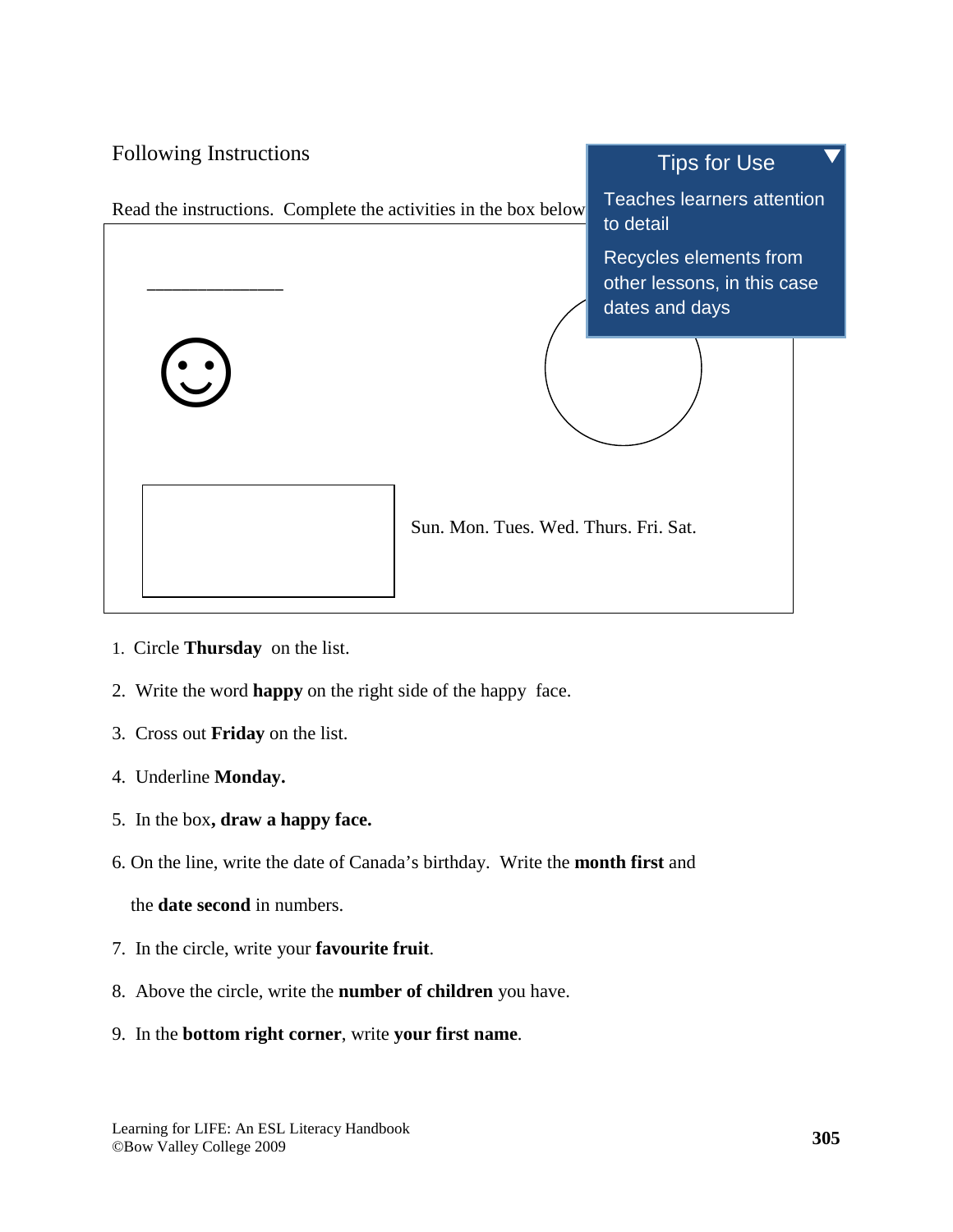## Following Instructions

Read the instructions. Complete the activities in the box below

> **Tips for Use**
>
> Teaches learners attention to detail
>
> Recycles elements from other lessons, in this case dates and days

______________

☺

Sun. Mon. Tues. Wed. Thurs. Fri. Sat.

1. Circle **Thursday** on the list.
2. Write the word **happy** on the right side of the happy face.
3. Cross out **Friday** on the list.
4. Underline **Monday.**
5. In the box**, draw a happy face.**
6. On the line, write the date of Canada's birthday. Write the **month first** and the **date second** in numbers.
7. In the circle, write your **favourite fruit**.
8. Above the circle, write the **number of children** you have.
9. In the **bottom right corner**, write **your first name**.

Learning for LIFE: An ESL Literacy Handbook
©Bow Valley College 2009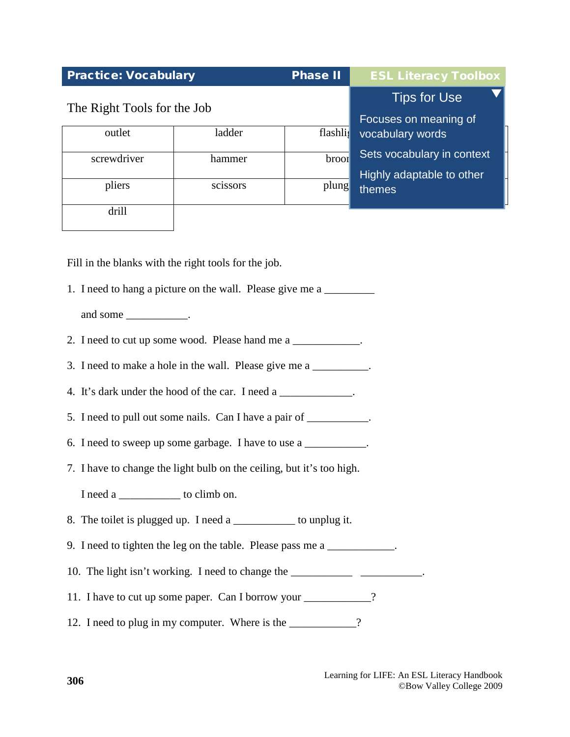**Practice: Vocabulary** **Phase II** **ESL Literacy Toolbox**

**Tips for Use**

- Focuses on meaning of vocabulary words
- Sets vocabulary in context
- Highly adaptable to other themes

## The Right Tools for the Job

| outlet | ladder | flashli |
|---|---|---|
| screwdriver | hammer | broo |
| pliers | scissors | plung |
| drill | | |

Fill in the blanks with the right tools for the job.

1. I need to hang a picture on the wall. Please give me a _________ and some ___________.
2. I need to cut up some wood. Please hand me a ____________.
3. I need to make a hole in the wall. Please give me a __________.
4. It's dark under the hood of the car. I need a _____________.
5. I need to pull out some nails. Can I have a pair of ___________.
6. I need to sweep up some garbage. I have to use a ___________.
7. I have to change the light bulb on the ceiling, but it's too high. I need a ___________ to climb on.
8. The toilet is plugged up. I need a ___________ to unplug it.
9. I need to tighten the leg on the table. Please pass me a ____________.
10. The light isn't working. I need to change the ___________ ___________.
11. I have to cut up some paper. Can I borrow your ____________?
12. I need to plug in my computer. Where is the ____________?

Learning for LIFE: An ESL Literacy Handbook
©Bow Valley College 2009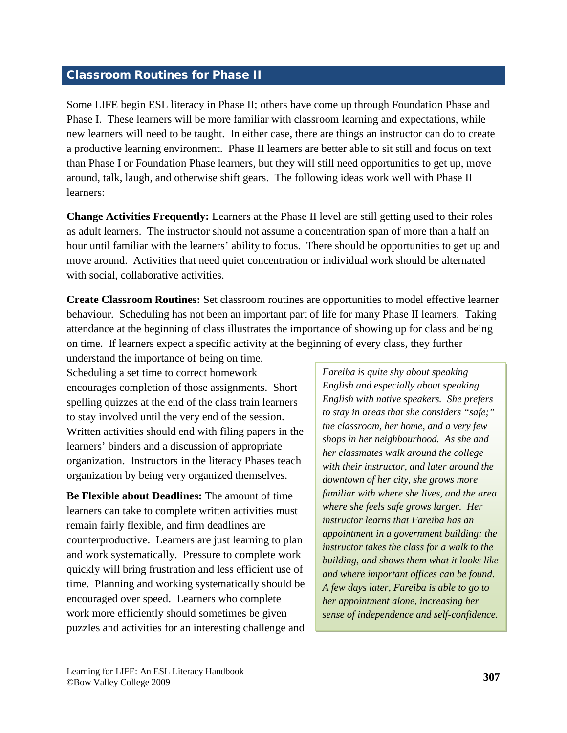## Classroom Routines for Phase II

Some LIFE begin ESL literacy in Phase II; others have come up through Foundation Phase and Phase I. These learners will be more familiar with classroom learning and expectations, while new learners will need to be taught. In either case, there are things an instructor can do to create a productive learning environment. Phase II learners are better able to sit still and focus on text than Phase I or Foundation Phase learners, but they will still need opportunities to get up, move around, talk, laugh, and otherwise shift gears. The following ideas work well with Phase II learners:

**Change Activities Frequently:** Learners at the Phase II level are still getting used to their roles as adult learners. The instructor should not assume a concentration span of more than a half an hour until familiar with the learners' ability to focus. There should be opportunities to get up and move around. Activities that need quiet concentration or individual work should be alternated with social, collaborative activities.

**Create Classroom Routines:** Set classroom routines are opportunities to model effective learner behaviour. Scheduling has not been an important part of life for many Phase II learners. Taking attendance at the beginning of class illustrates the importance of showing up for class and being on time. If learners expect a specific activity at the beginning of every class, they further understand the importance of being on time. Scheduling a set time to correct homework encourages completion of those assignments. Short spelling quizzes at the end of the class train learners to stay involved until the very end of the session. Written activities should end with filing papers in the learners' binders and a discussion of appropriate organization. Instructors in the literacy Phases teach organization by being very organized themselves.

*Fareiba is quite shy about speaking English and especially about speaking English with native speakers. She prefers to stay in areas that she considers "safe;" the classroom, her home, and a very few shops in her neighbourhood. As she and her classmates walk around the college with their instructor, and later around the downtown of her city, she grows more familiar with where she lives, and the area where she feels safe grows larger. Her instructor learns that Fareiba has an appointment in a government building; the instructor takes the class for a walk to the building, and shows them what it looks like and where important offices can be found. A few days later, Fareiba is able to go to her appointment alone, increasing her sense of independence and self-confidence.*

**Be Flexible about Deadlines:** The amount of time learners can take to complete written activities must remain fairly flexible, and firm deadlines are counterproductive. Learners are just learning to plan and work systematically. Pressure to complete work quickly will bring frustration and less efficient use of time. Planning and working systematically should be encouraged over speed. Learners who complete work more efficiently should sometimes be given puzzles and activities for an interesting challenge and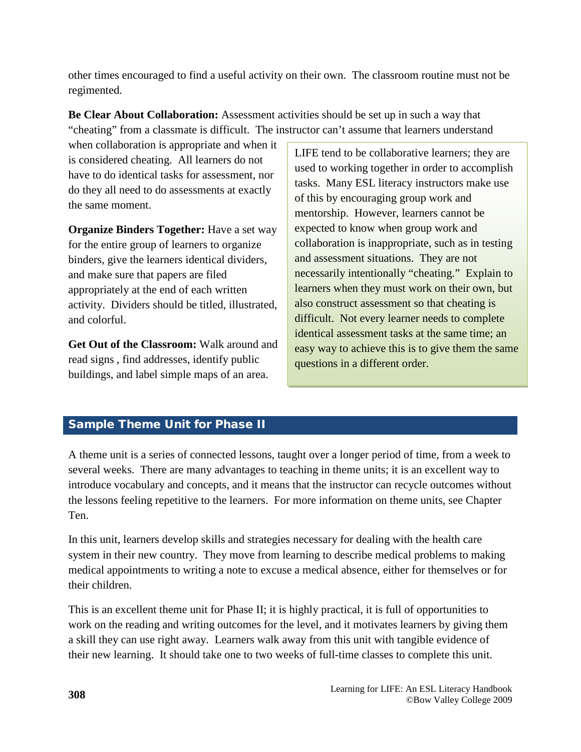other times encouraged to find a useful activity on their own. The classroom routine must not be regimented.

**Be Clear About Collaboration:** Assessment activities should be set up in such a way that "cheating" from a classmate is difficult. The instructor can't assume that learners understand when collaboration is appropriate and when it is considered cheating. All learners do not have to do identical tasks for assessment, nor do they all need to do assessments at exactly the same moment.

**Organize Binders Together:** Have a set way for the entire group of learners to organize binders, give the learners identical dividers, and make sure that papers are filed appropriately at the end of each written activity. Dividers should be titled, illustrated, and colorful.

**Get Out of the Classroom:** Walk around and read signs , find addresses, identify public buildings, and label simple maps of an area.

> LIFE tend to be collaborative learners; they are used to working together in order to accomplish tasks. Many ESL literacy instructors make use of this by encouraging group work and mentorship. However, learners cannot be expected to know when group work and collaboration is inappropriate, such as in testing and assessment situations. They are not necessarily intentionally "cheating." Explain to learners when they must work on their own, but also construct assessment so that cheating is difficult. Not every learner needs to complete identical assessment tasks at the same time; an easy way to achieve this is to give them the same questions in a different order.

## Sample Theme Unit for Phase II

A theme unit is a series of connected lessons, taught over a longer period of time, from a week to several weeks. There are many advantages to teaching in theme units; it is an excellent way to introduce vocabulary and concepts, and it means that the instructor can recycle outcomes without the lessons feeling repetitive to the learners. For more information on theme units, see Chapter Ten.

In this unit, learners develop skills and strategies necessary for dealing with the health care system in their new country. They move from learning to describe medical problems to making medical appointments to writing a note to excuse a medical absence, either for themselves or for their children.

This is an excellent theme unit for Phase II; it is highly practical, it is full of opportunities to work on the reading and writing outcomes for the level, and it motivates learners by giving them a skill they can use right away. Learners walk away from this unit with tangible evidence of their new learning. It should take one to two weeks of full-time classes to complete this unit.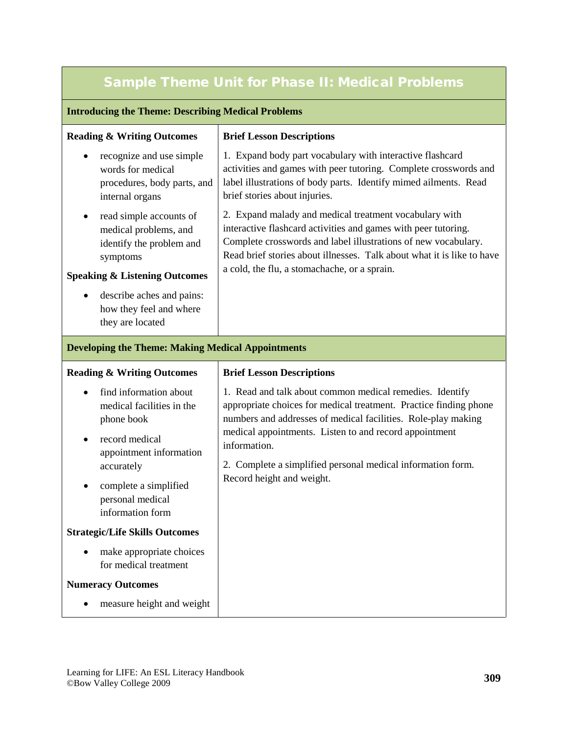# Sample Theme Unit for Phase II: Medical Problems

## Introducing the Theme: Describing Medical Problems

| Outcomes | Brief Lesson Descriptions |
|---|---|
| **Reading & Writing Outcomes**<br>• recognize and use simple words for medical procedures, body parts, and internal organs<br>• read simple accounts of medical problems, and identify the problem and symptoms<br>**Speaking & Listening Outcomes**<br>• describe aches and pains: how they feel and where they are located | 1. Expand body part vocabulary with interactive flashcard activities and games with peer tutoring. Complete crosswords and label illustrations of body parts. Identify mimed ailments. Read brief stories about injuries.<br>2. Expand malady and medical treatment vocabulary with interactive flashcard activities and games with peer tutoring. Complete crosswords and label illustrations of new vocabulary. Read brief stories about illnesses. Talk about what it is like to have a cold, the flu, a stomachache, or a sprain. |

## Developing the Theme: Making Medical Appointments

| Outcomes | Brief Lesson Descriptions |
|---|---|
| **Reading & Writing Outcomes**<br>• find information about medical facilities in the phone book<br>• record medical appointment information accurately<br>• complete a simplified personal medical information form<br>**Strategic/Life Skills Outcomes**<br>• make appropriate choices for medical treatment<br>**Numeracy Outcomes**<br>• measure height and weight | 1. Read and talk about common medical remedies. Identify appropriate choices for medical treatment. Practice finding phone numbers and addresses of medical facilities. Role-play making medical appointments. Listen to and record appointment information.<br>2. Complete a simplified personal medical information form. Record height and weight. |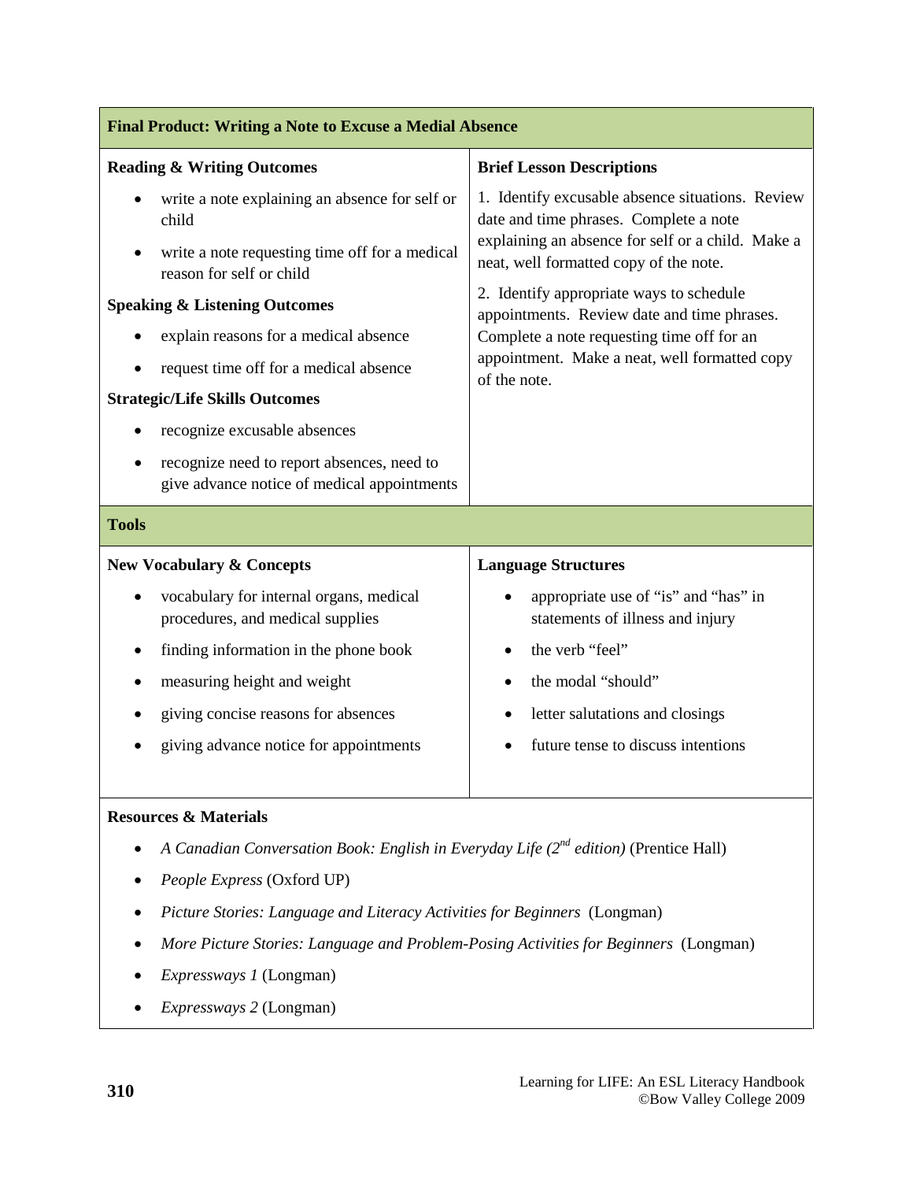## Final Product: Writing a Note to Excuse a Medial Absence

**Reading & Writing Outcomes**

- write a note explaining an absence for self or child
- write a note requesting time off for a medical reason for self or child

**Speaking & Listening Outcomes**

- explain reasons for a medical absence
- request time off for a medical absence

**Strategic/Life Skills Outcomes**

- recognize excusable absences
- recognize need to report absences, need to give advance notice of medical appointments

**Brief Lesson Descriptions**

1. Identify excusable absence situations. Review date and time phrases. Complete a note explaining an absence for self or a child. Make a neat, well formatted copy of the note.

2. Identify appropriate ways to schedule appointments. Review date and time phrases. Complete a note requesting time off for an appointment. Make a neat, well formatted copy of the note.

## Tools

**New Vocabulary & Concepts**

- vocabulary for internal organs, medical procedures, and medical supplies
- finding information in the phone book
- measuring height and weight
- giving concise reasons for absences
- giving advance notice for appointments

**Language Structures**

- appropriate use of "is" and "has" in statements of illness and injury
- the verb "feel"
- the modal "should"
- letter salutations and closings
- future tense to discuss intentions

**Resources & Materials**

- *A Canadian Conversation Book: English in Everyday Life (2nd edition)* (Prentice Hall)
- *People Express* (Oxford UP)
- *Picture Stories: Language and Literacy Activities for Beginners* (Longman)
- *More Picture Stories: Language and Problem-Posing Activities for Beginners* (Longman)
- *Expressways 1* (Longman)
- *Expressways 2* (Longman)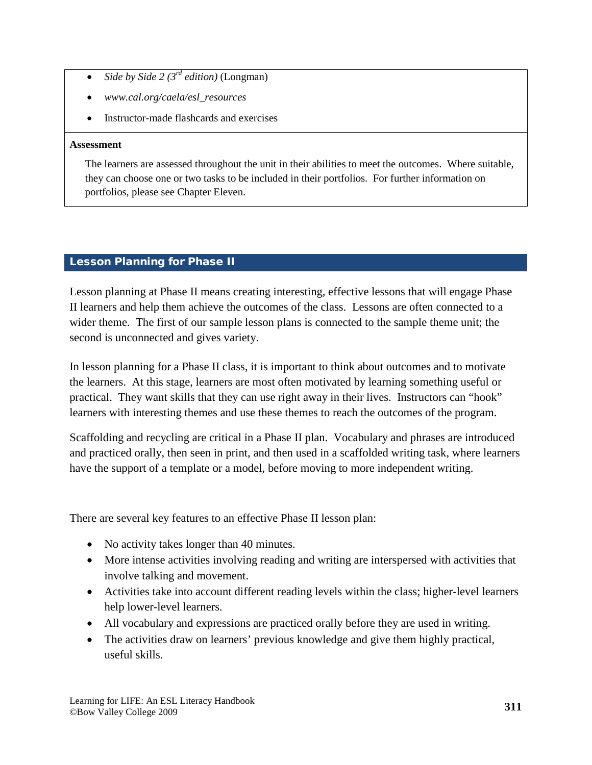- *Side by Side 2 (3rd edition)* (Longman)
- *www.cal.org/caela/esl_resources*
- Instructor-made flashcards and exercises

**Assessment**

The learners are assessed throughout the unit in their abilities to meet the outcomes. Where suitable, they can choose one or two tasks to be included in their portfolios. For further information on portfolios, please see Chapter Eleven.

## Lesson Planning for Phase II

Lesson planning at Phase II means creating interesting, effective lessons that will engage Phase II learners and help them achieve the outcomes of the class. Lessons are often connected to a wider theme. The first of our sample lesson plans is connected to the sample theme unit; the second is unconnected and gives variety.

In lesson planning for a Phase II class, it is important to think about outcomes and to motivate the learners. At this stage, learners are most often motivated by learning something useful or practical. They want skills that they can use right away in their lives. Instructors can "hook" learners with interesting themes and use these themes to reach the outcomes of the program.

Scaffolding and recycling are critical in a Phase II plan. Vocabulary and phrases are introduced and practiced orally, then seen in print, and then used in a scaffolded writing task, where learners have the support of a template or a model, before moving to more independent writing.

There are several key features to an effective Phase II lesson plan:

- No activity takes longer than 40 minutes.
- More intense activities involving reading and writing are interspersed with activities that involve talking and movement.
- Activities take into account different reading levels within the class; higher-level learners help lower-level learners.
- All vocabulary and expressions are practiced orally before they are used in writing.
- The activities draw on learners' previous knowledge and give them highly practical, useful skills.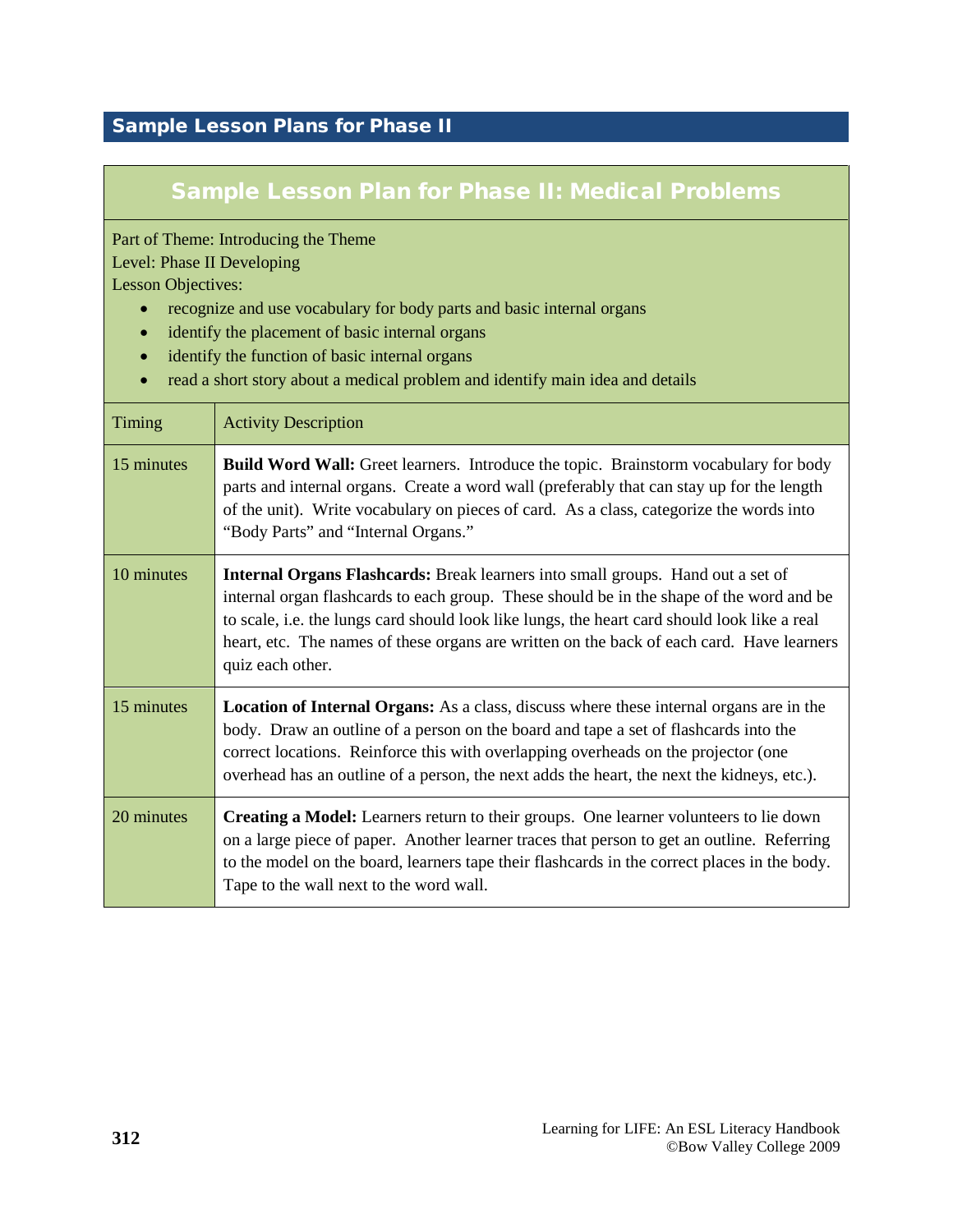## Sample Lesson Plans for Phase II

### Sample Lesson Plan for Phase II: Medical Problems

Part of Theme: Introducing the Theme
Level: Phase II Developing
Lesson Objectives:

- recognize and use vocabulary for body parts and basic internal organs
- identify the placement of basic internal organs
- identify the function of basic internal organs
- read a short story about a medical problem and identify main idea and details

| Timing | Activity Description |
|---|---|
| 15 minutes | **Build Word Wall:** Greet learners. Introduce the topic. Brainstorm vocabulary for body parts and internal organs. Create a word wall (preferably that can stay up for the length of the unit). Write vocabulary on pieces of card. As a class, categorize the words into "Body Parts" and "Internal Organs." |
| 10 minutes | **Internal Organs Flashcards:** Break learners into small groups. Hand out a set of internal organ flashcards to each group. These should be in the shape of the word and be to scale, i.e. the lungs card should look like lungs, the heart card should look like a real heart, etc. The names of these organs are written on the back of each card. Have learners quiz each other. |
| 15 minutes | **Location of Internal Organs:** As a class, discuss where these internal organs are in the body. Draw an outline of a person on the board and tape a set of flashcards into the correct locations. Reinforce this with overlapping overheads on the projector (one overhead has an outline of a person, the next adds the heart, the next the kidneys, etc.). |
| 20 minutes | **Creating a Model:** Learners return to their groups. One learner volunteers to lie down on a large piece of paper. Another learner traces that person to get an outline. Referring to the model on the board, learners tape their flashcards in the correct places in the body. Tape to the wall next to the word wall. |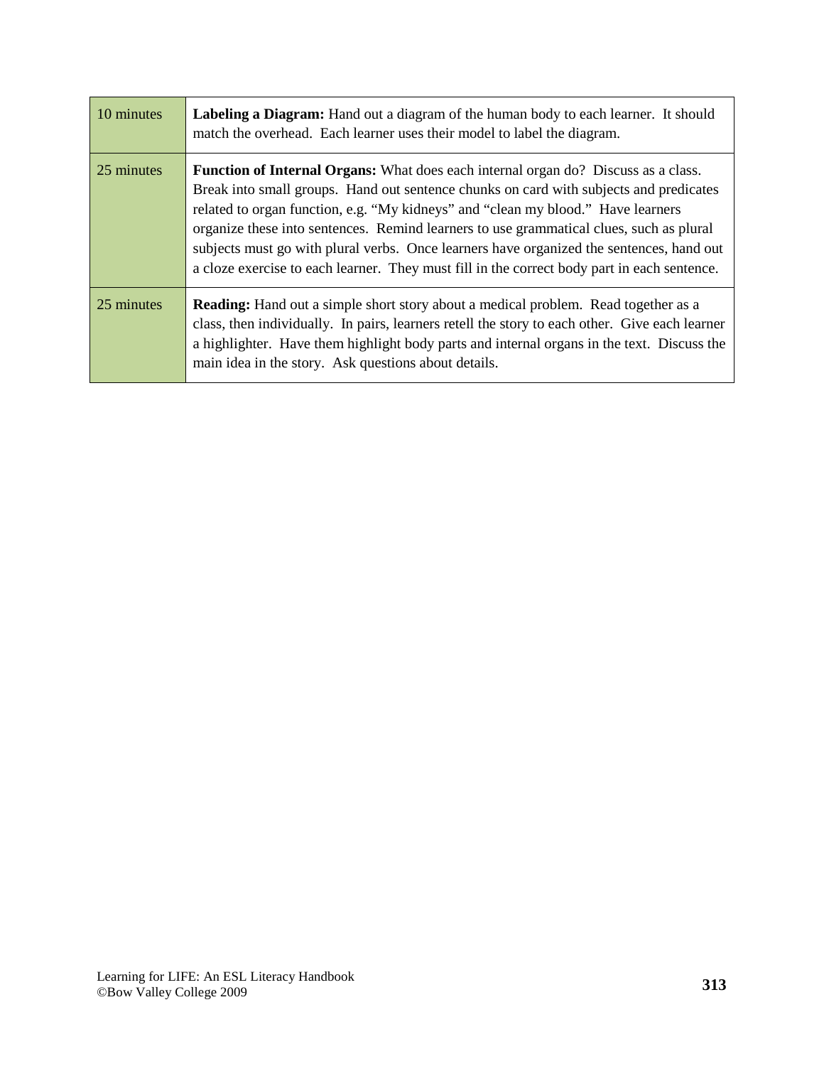| | |
|---|---|
| 10 minutes | **Labeling a Diagram:** Hand out a diagram of the human body to each learner. It should match the overhead. Each learner uses their model to label the diagram. |
| 25 minutes | **Function of Internal Organs:** What does each internal organ do? Discuss as a class. Break into small groups. Hand out sentence chunks on card with subjects and predicates related to organ function, e.g. "My kidneys" and "clean my blood." Have learners organize these into sentences. Remind learners to use grammatical clues, such as plural subjects must go with plural verbs. Once learners have organized the sentences, hand out a cloze exercise to each learner. They must fill in the correct body part in each sentence. |
| 25 minutes | **Reading:** Hand out a simple short story about a medical problem. Read together as a class, then individually. In pairs, learners retell the story to each other. Give each learner a highlighter. Have them highlight body parts and internal organs in the text. Discuss the main idea in the story. Ask questions about details. |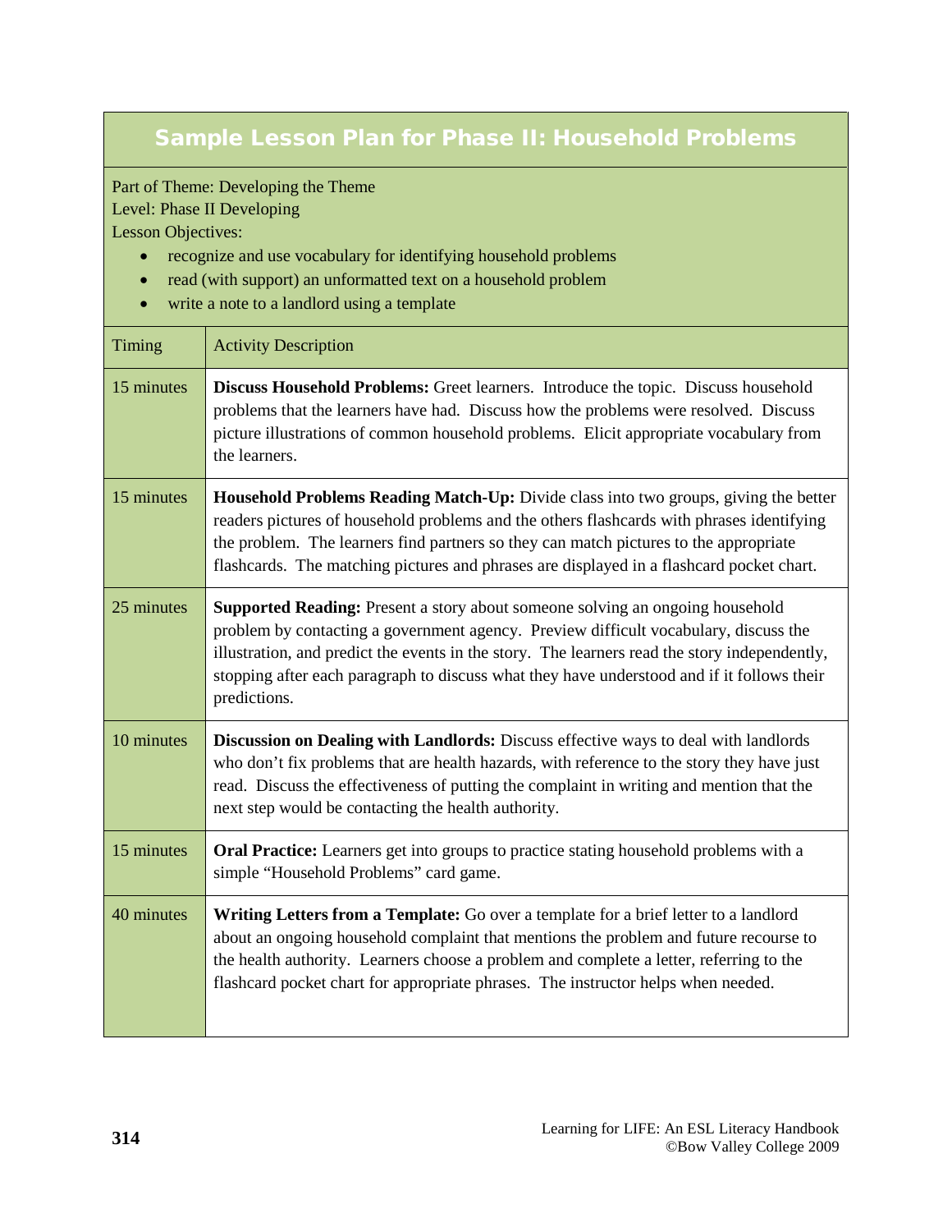## Sample Lesson Plan for Phase II: Household Problems

Part of Theme: Developing the Theme
Level: Phase II Developing
Lesson Objectives:

- recognize and use vocabulary for identifying household problems
- read (with support) an unformatted text on a household problem
- write a note to a landlord using a template

| Timing | Activity Description |
|---|---|
| 15 minutes | **Discuss Household Problems:** Greet learners. Introduce the topic. Discuss household problems that the learners have had. Discuss how the problems were resolved. Discuss picture illustrations of common household problems. Elicit appropriate vocabulary from the learners. |
| 15 minutes | **Household Problems Reading Match-Up:** Divide class into two groups, giving the better readers pictures of household problems and the others flashcards with phrases identifying the problem. The learners find partners so they can match pictures to the appropriate flashcards. The matching pictures and phrases are displayed in a flashcard pocket chart. |
| 25 minutes | **Supported Reading:** Present a story about someone solving an ongoing household problem by contacting a government agency. Preview difficult vocabulary, discuss the illustration, and predict the events in the story. The learners read the story independently, stopping after each paragraph to discuss what they have understood and if it follows their predictions. |
| 10 minutes | **Discussion on Dealing with Landlords:** Discuss effective ways to deal with landlords who don't fix problems that are health hazards, with reference to the story they have just read. Discuss the effectiveness of putting the complaint in writing and mention that the next step would be contacting the health authority. |
| 15 minutes | **Oral Practice:** Learners get into groups to practice stating household problems with a simple "Household Problems" card game. |
| 40 minutes | **Writing Letters from a Template:** Go over a template for a brief letter to a landlord about an ongoing household complaint that mentions the problem and future recourse to the health authority. Learners choose a problem and complete a letter, referring to the flashcard pocket chart for appropriate phrases. The instructor helps when needed. |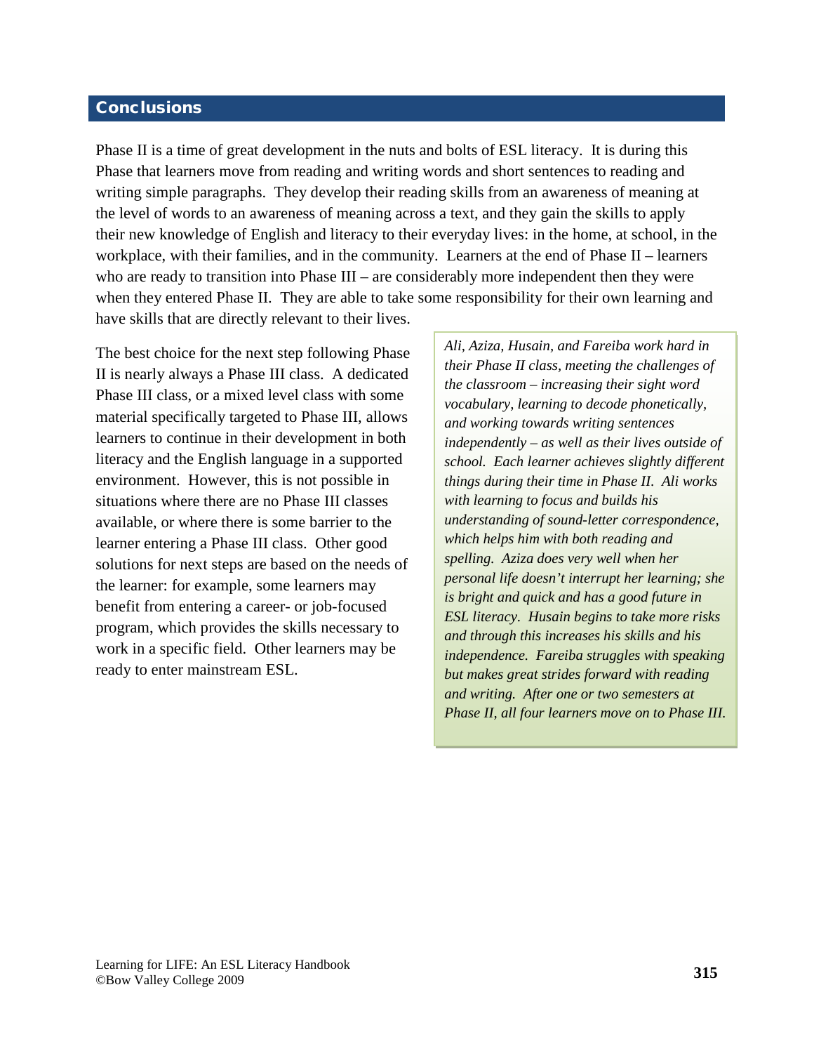## Conclusions

Phase II is a time of great development in the nuts and bolts of ESL literacy. It is during this Phase that learners move from reading and writing words and short sentences to reading and writing simple paragraphs. They develop their reading skills from an awareness of meaning at the level of words to an awareness of meaning across a text, and they gain the skills to apply their new knowledge of English and literacy to their everyday lives: in the home, at school, in the workplace, with their families, and in the community. Learners at the end of Phase II – learners who are ready to transition into Phase III – are considerably more independent then they were when they entered Phase II. They are able to take some responsibility for their own learning and have skills that are directly relevant to their lives.

The best choice for the next step following Phase II is nearly always a Phase III class. A dedicated Phase III class, or a mixed level class with some material specifically targeted to Phase III, allows learners to continue in their development in both literacy and the English language in a supported environment. However, this is not possible in situations where there are no Phase III classes available, or where there is some barrier to the learner entering a Phase III class. Other good solutions for next steps are based on the needs of the learner: for example, some learners may benefit from entering a career- or job-focused program, which provides the skills necessary to work in a specific field. Other learners may be ready to enter mainstream ESL.

*Ali, Aziza, Husain, and Fareiba work hard in their Phase II class, meeting the challenges of the classroom – increasing their sight word vocabulary, learning to decode phonetically, and working towards writing sentences independently – as well as their lives outside of school. Each learner achieves slightly different things during their time in Phase II. Ali works with learning to focus and builds his understanding of sound-letter correspondence, which helps him with both reading and spelling. Aziza does very well when her personal life doesn't interrupt her learning; she is bright and quick and has a good future in ESL literacy. Husain begins to take more risks and through this increases his skills and his independence. Fareiba struggles with speaking but makes great strides forward with reading and writing. After one or two semesters at Phase II, all four learners move on to Phase III.*